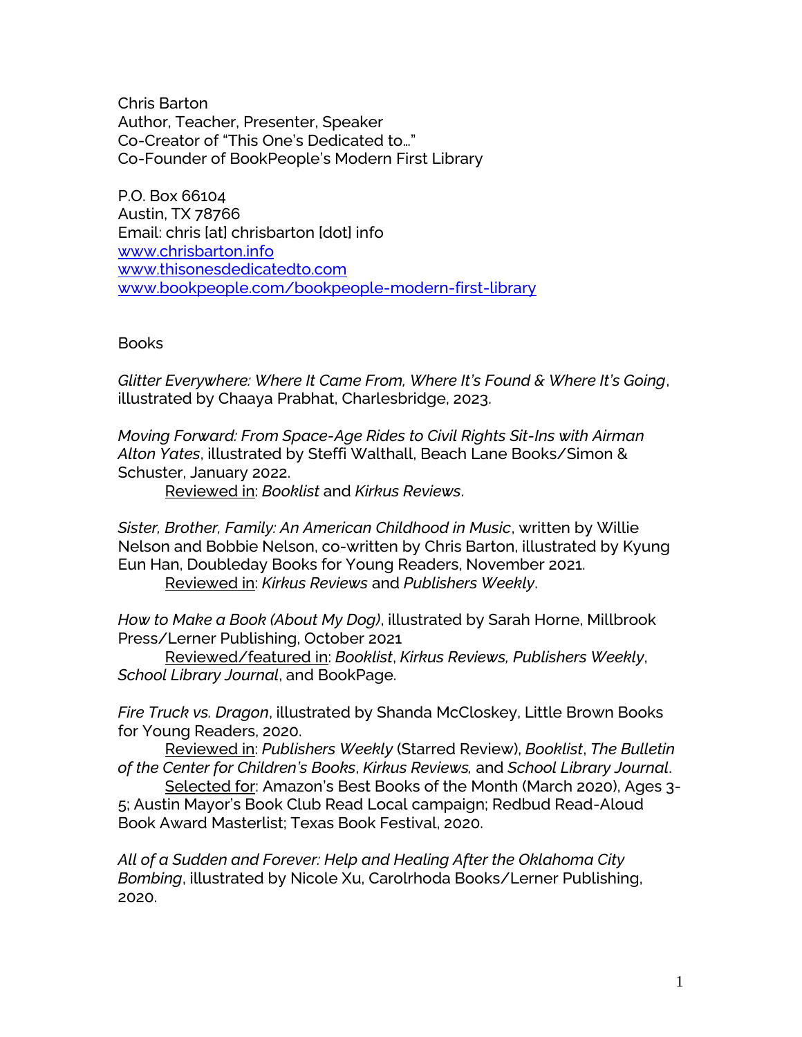Chris Barton
Author, Teacher, Presenter, Speaker
Co-Creator of "This One's Dedicated to…"
Co-Founder of BookPeople's Modern First Library

P.O. Box 66104
Austin, TX 78766
Email: chris [at] chrisbarton [dot] info
[www.chrisbarton.info](http://www.chrisbarton.info)
[www.thisonesdedicatedto.com](http://www.thisonesdedicatedto.com)
[www.bookpeople.com/bookpeople-modern-first-library](http://www.bookpeople.com/bookpeople-modern-first-library)

## Books

*Glitter Everywhere: Where It Came From, Where It's Found & Where It's Going*, illustrated by Chaaya Prabhat, Charlesbridge, 2023.

*Moving Forward: From Space-Age Rides to Civil Rights Sit-Ins with Airman Alton Yates*, illustrated by Steffi Walthall, Beach Lane Books/Simon & Schuster, January 2022.
    Reviewed in: *Booklist* and *Kirkus Reviews*.

*Sister, Brother, Family: An American Childhood in Music*, written by Willie Nelson and Bobbie Nelson, co-written by Chris Barton, illustrated by Kyung Eun Han, Doubleday Books for Young Readers, November 2021.
    Reviewed in: *Kirkus Reviews* and *Publishers Weekly*.

*How to Make a Book (About My Dog)*, illustrated by Sarah Horne, Millbrook Press/Lerner Publishing, October 2021
    Reviewed/featured in: *Booklist*, *Kirkus Reviews, Publishers Weekly*, *School Library Journal*, and BookPage.

*Fire Truck vs. Dragon*, illustrated by Shanda McCloskey, Little Brown Books for Young Readers, 2020.
    Reviewed in: *Publishers Weekly* (Starred Review), *Booklist*, *The Bulletin of the Center for Children's Books*, *Kirkus Reviews,* and *School Library Journal*.
    Selected for: Amazon's Best Books of the Month (March 2020), Ages 3-5; Austin Mayor's Book Club Read Local campaign; Redbud Read-Aloud Book Award Masterlist; Texas Book Festival, 2020.

*All of a Sudden and Forever: Help and Healing After the Oklahoma City Bombing*, illustrated by Nicole Xu, Carolrhoda Books/Lerner Publishing, 2020.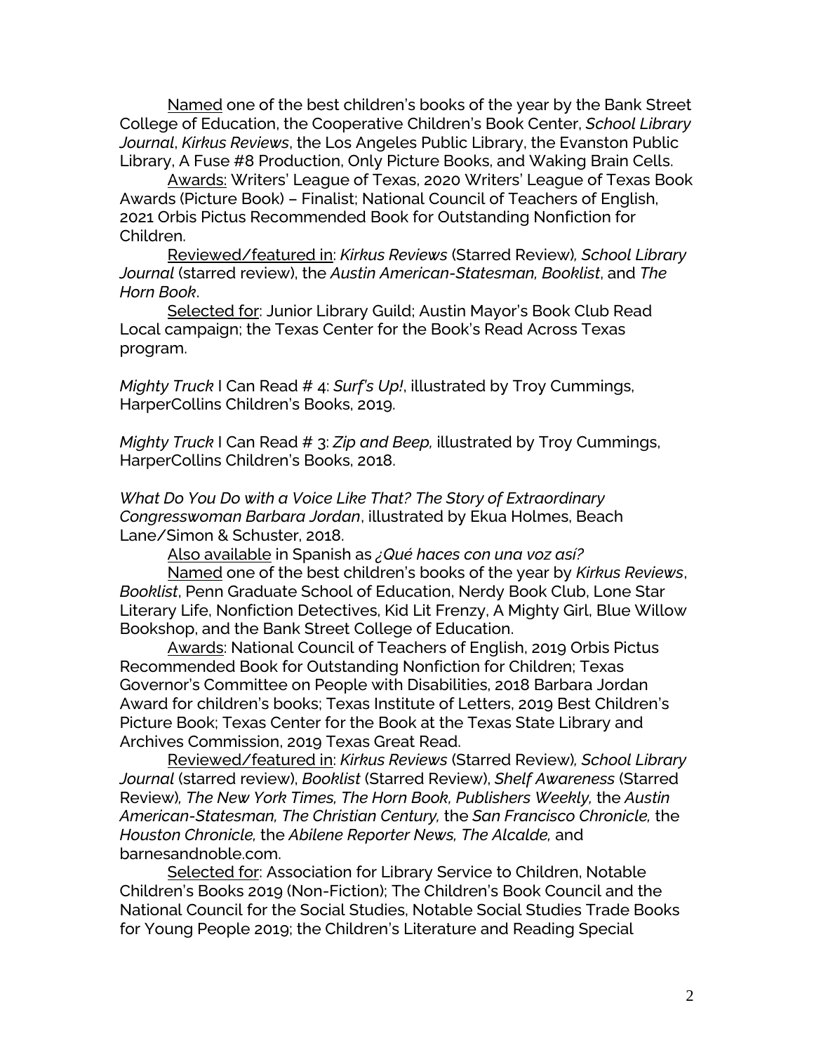<u>Named</u> one of the best children's books of the year by the Bank Street College of Education, the Cooperative Children's Book Center, *School Library Journal*, *Kirkus Reviews*, the Los Angeles Public Library, the Evanston Public Library, A Fuse #8 Production, Only Picture Books, and Waking Brain Cells.

<u>Awards:</u> Writers' League of Texas, 2020 Writers' League of Texas Book Awards (Picture Book) – Finalist; National Council of Teachers of English, 2021 Orbis Pictus Recommended Book for Outstanding Nonfiction for Children.

<u>Reviewed/featured in</u>: *Kirkus Reviews* (Starred Review), *School Library Journal* (starred review), the *Austin American-Statesman, Booklist*, and *The Horn Book*.

<u>Selected for</u>: Junior Library Guild; Austin Mayor's Book Club Read Local campaign; the Texas Center for the Book's Read Across Texas program.

*Mighty Truck* I Can Read # 4: *Surf's Up!*, illustrated by Troy Cummings, HarperCollins Children's Books, 2019.

*Mighty Truck* I Can Read # 3: *Zip and Beep,* illustrated by Troy Cummings, HarperCollins Children's Books, 2018.

*What Do You Do with a Voice Like That? The Story of Extraordinary Congresswoman Barbara Jordan*, illustrated by Ekua Holmes, Beach Lane/Simon & Schuster, 2018.

<u>Also available</u> in Spanish as *¿Qué haces con una voz así?*

<u>Named</u> one of the best children's books of the year by *Kirkus Reviews*, *Booklist*, Penn Graduate School of Education, Nerdy Book Club, Lone Star Literary Life, Nonfiction Detectives, Kid Lit Frenzy, A Mighty Girl, Blue Willow Bookshop, and the Bank Street College of Education.

<u>Awards</u>: National Council of Teachers of English, 2019 Orbis Pictus Recommended Book for Outstanding Nonfiction for Children; Texas Governor's Committee on People with Disabilities, 2018 Barbara Jordan Award for children's books; Texas Institute of Letters, 2019 Best Children's Picture Book; Texas Center for the Book at the Texas State Library and Archives Commission, 2019 Texas Great Read.

<u>Reviewed/featured in</u>: *Kirkus Reviews* (Starred Review), *School Library Journal* (starred review), *Booklist* (Starred Review), *Shelf Awareness* (Starred Review), *The New York Times, The Horn Book, Publishers Weekly,* the *Austin American-Statesman, The Christian Century,* the *San Francisco Chronicle,* the *Houston Chronicle,* the *Abilene Reporter News, The Alcalde,* and barnesandnoble.com.

<u>Selected for</u>: Association for Library Service to Children, Notable Children's Books 2019 (Non-Fiction); The Children's Book Council and the National Council for the Social Studies, Notable Social Studies Trade Books for Young People 2019; the Children's Literature and Reading Special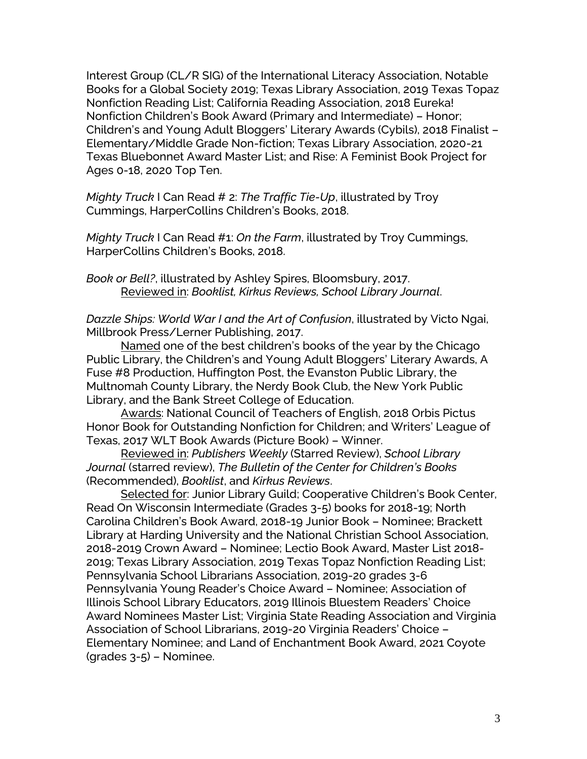Interest Group (CL/R SIG) of the International Literacy Association, Notable Books for a Global Society 2019; Texas Library Association, 2019 Texas Topaz Nonfiction Reading List; California Reading Association, 2018 Eureka! Nonfiction Children's Book Award (Primary and Intermediate) – Honor; Children's and Young Adult Bloggers' Literary Awards (Cybils), 2018 Finalist – Elementary/Middle Grade Non-fiction; Texas Library Association, 2020-21 Texas Bluebonnet Award Master List; and Rise: A Feminist Book Project for Ages 0-18, 2020 Top Ten.

*Mighty Truck* I Can Read # 2: *The Traffic Tie-Up*, illustrated by Troy Cummings, HarperCollins Children's Books, 2018.

*Mighty Truck* I Can Read #1: *On the Farm*, illustrated by Troy Cummings, HarperCollins Children's Books, 2018.

*Book or Bell?*, illustrated by Ashley Spires, Bloomsbury, 2017.
<u>Reviewed in</u>: *Booklist, Kirkus Reviews, School Library Journal*.

*Dazzle Ships: World War I and the Art of Confusion*, illustrated by Victo Ngai, Millbrook Press/Lerner Publishing, 2017.

<u>Named</u> one of the best children's books of the year by the Chicago Public Library, the Children's and Young Adult Bloggers' Literary Awards, A Fuse #8 Production, Huffington Post, the Evanston Public Library, the Multnomah County Library, the Nerdy Book Club, the New York Public Library, and the Bank Street College of Education.

<u>Awards</u>: National Council of Teachers of English, 2018 Orbis Pictus Honor Book for Outstanding Nonfiction for Children; and Writers' League of Texas, 2017 WLT Book Awards (Picture Book) – Winner.

<u>Reviewed in</u>: *Publishers Weekly* (Starred Review), *School Library Journal* (starred review), *The Bulletin of the Center for Children's Books* (Recommended), *Booklist*, and *Kirkus Reviews*.

<u>Selected for</u>: Junior Library Guild; Cooperative Children's Book Center, Read On Wisconsin Intermediate (Grades 3-5) books for 2018-19; North Carolina Children's Book Award, 2018-19 Junior Book – Nominee; Brackett Library at Harding University and the National Christian School Association, 2018-2019 Crown Award – Nominee; Lectio Book Award, Master List 2018-2019; Texas Library Association, 2019 Texas Topaz Nonfiction Reading List; Pennsylvania School Librarians Association, 2019-20 grades 3-6 Pennsylvania Young Reader's Choice Award – Nominee; Association of Illinois School Library Educators, 2019 Illinois Bluestem Readers' Choice Award Nominees Master List; Virginia State Reading Association and Virginia Association of School Librarians, 2019-20 Virginia Readers' Choice – Elementary Nominee; and Land of Enchantment Book Award, 2021 Coyote (grades 3-5) – Nominee.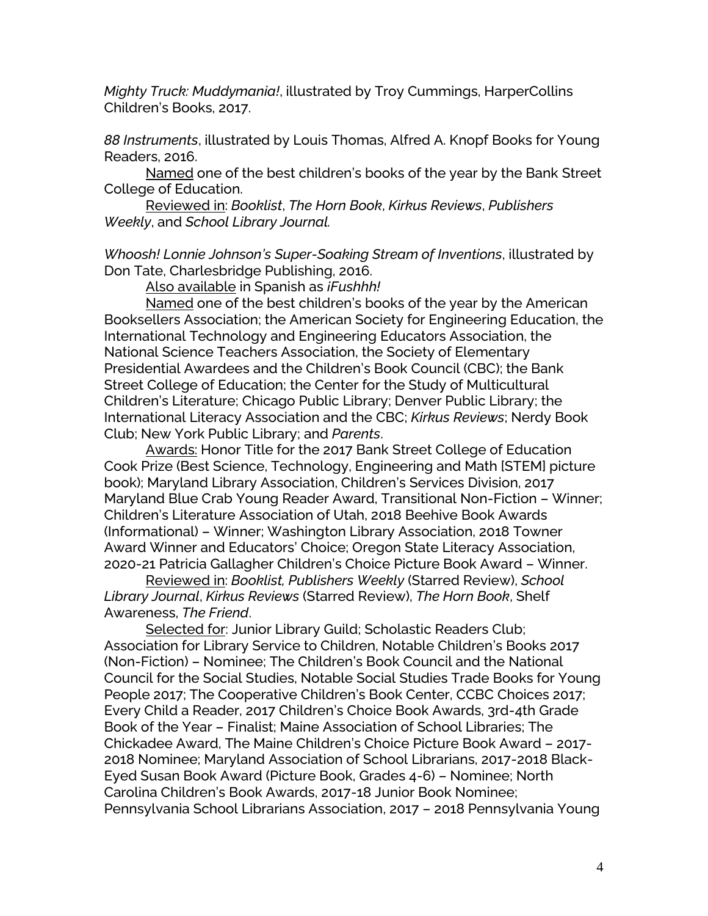*Mighty Truck: Muddymania!*, illustrated by Troy Cummings, HarperCollins Children's Books, 2017.

*88 Instruments*, illustrated by Louis Thomas, Alfred A. Knopf Books for Young Readers, 2016.

Named one of the best children's books of the year by the Bank Street College of Education.

Reviewed in: *Booklist*, *The Horn Book*, *Kirkus Reviews*, *Publishers Weekly*, and *School Library Journal.*

*Whoosh! Lonnie Johnson's Super-Soaking Stream of Inventions*, illustrated by Don Tate, Charlesbridge Publishing, 2016.

Also available in Spanish as *iFushhh!*

Named one of the best children's books of the year by the American Booksellers Association; the American Society for Engineering Education, the International Technology and Engineering Educators Association, the National Science Teachers Association, the Society of Elementary Presidential Awardees and the Children's Book Council (CBC); the Bank Street College of Education; the Center for the Study of Multicultural Children's Literature; Chicago Public Library; Denver Public Library; the International Literacy Association and the CBC; *Kirkus Reviews*; Nerdy Book Club; New York Public Library; and *Parents*.

Awards: Honor Title for the 2017 Bank Street College of Education Cook Prize (Best Science, Technology, Engineering and Math [STEM] picture book); Maryland Library Association, Children's Services Division, 2017 Maryland Blue Crab Young Reader Award, Transitional Non-Fiction – Winner; Children's Literature Association of Utah, 2018 Beehive Book Awards (Informational) – Winner; Washington Library Association, 2018 Towner Award Winner and Educators' Choice; Oregon State Literacy Association, 2020-21 Patricia Gallagher Children's Choice Picture Book Award – Winner.

Reviewed in: *Booklist, Publishers Weekly* (Starred Review), *School Library Journal*, *Kirkus Reviews* (Starred Review), *The Horn Book*, Shelf Awareness, *The Friend*.

Selected for: Junior Library Guild; Scholastic Readers Club; Association for Library Service to Children, Notable Children's Books 2017 (Non-Fiction) – Nominee; The Children's Book Council and the National Council for the Social Studies, Notable Social Studies Trade Books for Young People 2017; The Cooperative Children's Book Center, CCBC Choices 2017; Every Child a Reader, 2017 Children's Choice Book Awards, 3rd-4th Grade Book of the Year – Finalist; Maine Association of School Libraries; The Chickadee Award, The Maine Children's Choice Picture Book Award – 2017-2018 Nominee; Maryland Association of School Librarians, 2017-2018 Black-Eyed Susan Book Award (Picture Book, Grades 4-6) – Nominee; North Carolina Children's Book Awards, 2017-18 Junior Book Nominee; Pennsylvania School Librarians Association, 2017 – 2018 Pennsylvania Young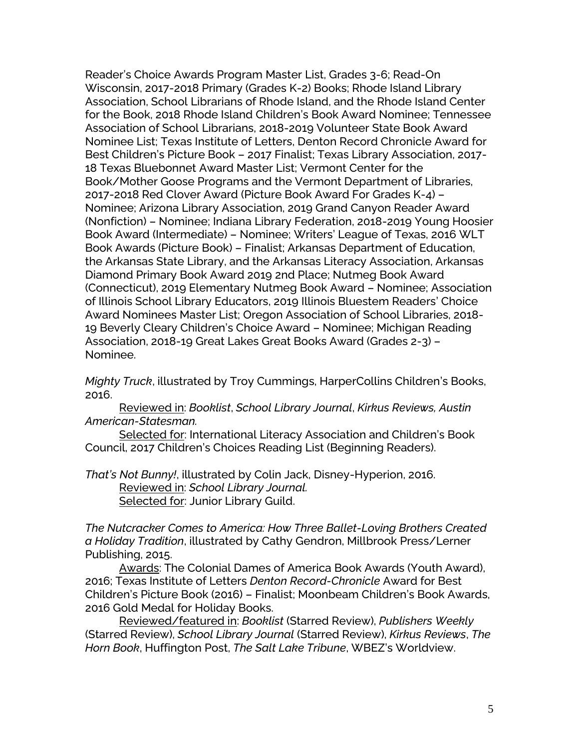Reader's Choice Awards Program Master List, Grades 3-6; Read-On Wisconsin, 2017-2018 Primary (Grades K-2) Books; Rhode Island Library Association, School Librarians of Rhode Island, and the Rhode Island Center for the Book, 2018 Rhode Island Children's Book Award Nominee; Tennessee Association of School Librarians, 2018-2019 Volunteer State Book Award Nominee List; Texas Institute of Letters, Denton Record Chronicle Award for Best Children's Picture Book – 2017 Finalist; Texas Library Association, 2017-18 Texas Bluebonnet Award Master List; Vermont Center for the Book/Mother Goose Programs and the Vermont Department of Libraries, 2017-2018 Red Clover Award (Picture Book Award For Grades K-4) – Nominee; Arizona Library Association, 2019 Grand Canyon Reader Award (Nonfiction) – Nominee; Indiana Library Federation, 2018-2019 Young Hoosier Book Award (Intermediate) – Nominee; Writers' League of Texas, 2016 WLT Book Awards (Picture Book) – Finalist; Arkansas Department of Education, the Arkansas State Library, and the Arkansas Literacy Association, Arkansas Diamond Primary Book Award 2019 2nd Place; Nutmeg Book Award (Connecticut), 2019 Elementary Nutmeg Book Award – Nominee; Association of Illinois School Library Educators, 2019 Illinois Bluestem Readers' Choice Award Nominees Master List; Oregon Association of School Libraries, 2018-19 Beverly Cleary Children's Choice Award – Nominee; Michigan Reading Association, 2018-19 Great Lakes Great Books Award (Grades 2-3) – Nominee.

*Mighty Truck*, illustrated by Troy Cummings, HarperCollins Children's Books, 2016.
Reviewed in: *Booklist*, *School Library Journal*, *Kirkus Reviews, Austin American-Statesman.*
Selected for: International Literacy Association and Children's Book Council, 2017 Children's Choices Reading List (Beginning Readers).

*That's Not Bunny!*, illustrated by Colin Jack, Disney-Hyperion, 2016.
Reviewed in: *School Library Journal.*
Selected for: Junior Library Guild.

*The Nutcracker Comes to America: How Three Ballet-Loving Brothers Created a Holiday Tradition*, illustrated by Cathy Gendron, Millbrook Press/Lerner Publishing, 2015.
Awards: The Colonial Dames of America Book Awards (Youth Award), 2016; Texas Institute of Letters *Denton Record-Chronicle* Award for Best Children's Picture Book (2016) – Finalist; Moonbeam Children's Book Awards, 2016 Gold Medal for Holiday Books.
Reviewed/featured in: *Booklist* (Starred Review), *Publishers Weekly* (Starred Review), *School Library Journal* (Starred Review), *Kirkus Reviews*, *The Horn Book*, Huffington Post, *The Salt Lake Tribune*, WBEZ's Worldview.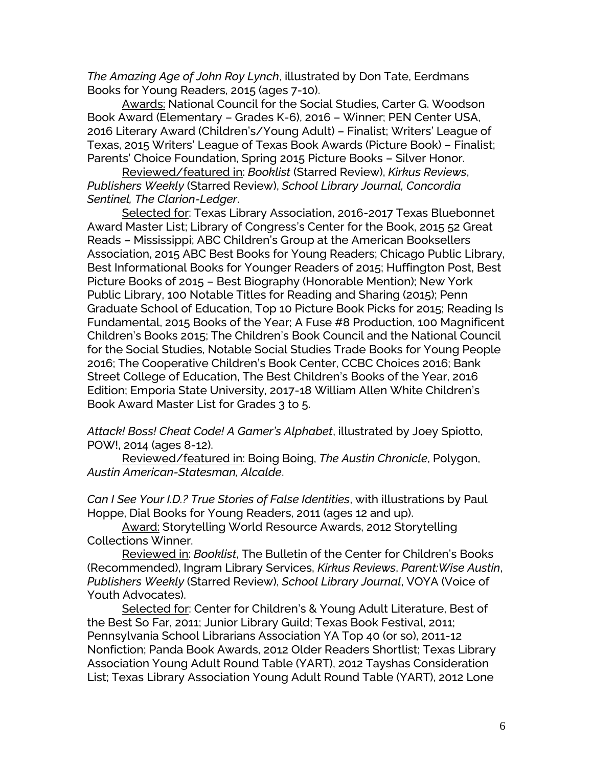*The Amazing Age of John Roy Lynch*, illustrated by Don Tate, Eerdmans Books for Young Readers, 2015 (ages 7-10).

Awards: National Council for the Social Studies, Carter G. Woodson Book Award (Elementary – Grades K-6), 2016 – Winner; PEN Center USA, 2016 Literary Award (Children's/Young Adult) – Finalist; Writers' League of Texas, 2015 Writers' League of Texas Book Awards (Picture Book) – Finalist; Parents' Choice Foundation, Spring 2015 Picture Books – Silver Honor.

Reviewed/featured in: *Booklist* (Starred Review), *Kirkus Reviews*, *Publishers Weekly* (Starred Review), *School Library Journal, Concordia Sentinel, The Clarion-Ledger*.

Selected for: Texas Library Association, 2016-2017 Texas Bluebonnet Award Master List; Library of Congress's Center for the Book, 2015 52 Great Reads – Mississippi; ABC Children's Group at the American Booksellers Association, 2015 ABC Best Books for Young Readers; Chicago Public Library, Best Informational Books for Younger Readers of 2015; Huffington Post, Best Picture Books of 2015 – Best Biography (Honorable Mention); New York Public Library, 100 Notable Titles for Reading and Sharing (2015); Penn Graduate School of Education, Top 10 Picture Book Picks for 2015; Reading Is Fundamental, 2015 Books of the Year; A Fuse #8 Production, 100 Magnificent Children's Books 2015; The Children's Book Council and the National Council for the Social Studies, Notable Social Studies Trade Books for Young People 2016; The Cooperative Children's Book Center, CCBC Choices 2016; Bank Street College of Education, The Best Children's Books of the Year, 2016 Edition; Emporia State University, 2017-18 William Allen White Children's Book Award Master List for Grades 3 to 5.

*Attack! Boss! Cheat Code! A Gamer's Alphabet*, illustrated by Joey Spiotto, POW!, 2014 (ages 8-12).

Reviewed/featured in: Boing Boing, *The Austin Chronicle*, Polygon, *Austin American-Statesman, Alcalde*.

*Can I See Your I.D.? True Stories of False Identities*, with illustrations by Paul Hoppe, Dial Books for Young Readers, 2011 (ages 12 and up).

Award: Storytelling World Resource Awards, 2012 Storytelling Collections Winner.

Reviewed in: *Booklist*, The Bulletin of the Center for Children's Books (Recommended), Ingram Library Services, *Kirkus Reviews*, *Parent:Wise Austin*, *Publishers Weekly* (Starred Review), *School Library Journal*, VOYA (Voice of Youth Advocates).

Selected for: Center for Children's & Young Adult Literature, Best of the Best So Far, 2011; Junior Library Guild; Texas Book Festival, 2011; Pennsylvania School Librarians Association YA Top 40 (or so), 2011-12 Nonfiction; Panda Book Awards, 2012 Older Readers Shortlist; Texas Library Association Young Adult Round Table (YART), 2012 Tayshas Consideration List; Texas Library Association Young Adult Round Table (YART), 2012 Lone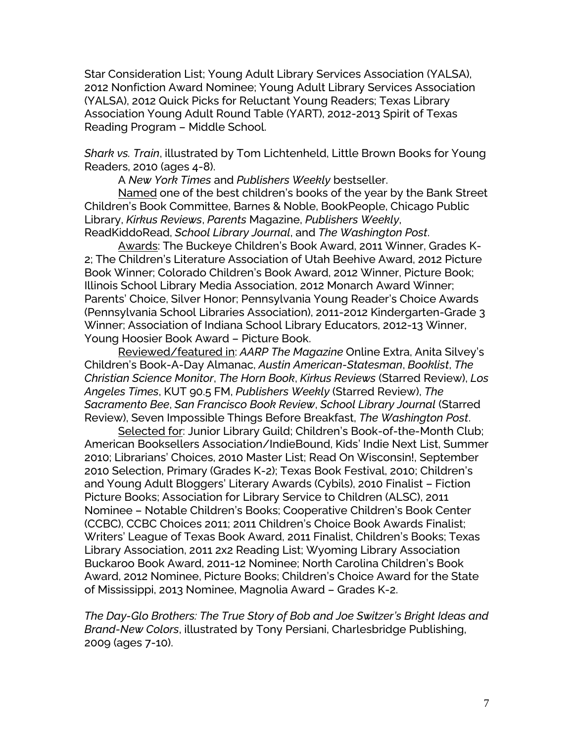Star Consideration List; Young Adult Library Services Association (YALSA), 2012 Nonfiction Award Nominee; Young Adult Library Services Association (YALSA), 2012 Quick Picks for Reluctant Young Readers; Texas Library Association Young Adult Round Table (YART), 2012-2013 Spirit of Texas Reading Program – Middle School.

*Shark vs. Train*, illustrated by Tom Lichtenheld, Little Brown Books for Young Readers, 2010 (ages 4-8).

A *New York Times* and *Publishers Weekly* bestseller.

Named one of the best children's books of the year by the Bank Street Children's Book Committee, Barnes & Noble, BookPeople, Chicago Public Library, *Kirkus Reviews*, *Parents* Magazine, *Publishers Weekly*, ReadKiddoRead, *School Library Journal*, and *The Washington Post*.

Awards: The Buckeye Children's Book Award, 2011 Winner, Grades K-2; The Children's Literature Association of Utah Beehive Award, 2012 Picture Book Winner; Colorado Children's Book Award, 2012 Winner, Picture Book; Illinois School Library Media Association, 2012 Monarch Award Winner; Parents' Choice, Silver Honor; Pennsylvania Young Reader's Choice Awards (Pennsylvania School Libraries Association), 2011-2012 Kindergarten-Grade 3 Winner; Association of Indiana School Library Educators, 2012-13 Winner, Young Hoosier Book Award – Picture Book.

Reviewed/featured in: *AARP The Magazine* Online Extra, Anita Silvey's Children's Book-A-Day Almanac, *Austin American-Statesman*, *Booklist*, *The Christian Science Monitor*, *The Horn Book*, *Kirkus Reviews* (Starred Review), *Los Angeles Times*, KUT 90.5 FM, *Publishers Weekly* (Starred Review), *The Sacramento Bee*, *San Francisco Book Review*, *School Library Journal* (Starred Review), Seven Impossible Things Before Breakfast, *The Washington Post*.

Selected for: Junior Library Guild; Children's Book-of-the-Month Club; American Booksellers Association/IndieBound, Kids' Indie Next List, Summer 2010; Librarians' Choices, 2010 Master List; Read On Wisconsin!, September 2010 Selection, Primary (Grades K-2); Texas Book Festival, 2010; Children's and Young Adult Bloggers' Literary Awards (Cybils), 2010 Finalist – Fiction Picture Books; Association for Library Service to Children (ALSC), 2011 Nominee – Notable Children's Books; Cooperative Children's Book Center (CCBC), CCBC Choices 2011; 2011 Children's Choice Book Awards Finalist; Writers' League of Texas Book Award, 2011 Finalist, Children's Books; Texas Library Association, 2011 2x2 Reading List; Wyoming Library Association Buckaroo Book Award, 2011-12 Nominee; North Carolina Children's Book Award, 2012 Nominee, Picture Books; Children's Choice Award for the State of Mississippi, 2013 Nominee, Magnolia Award – Grades K-2.

*The Day-Glo Brothers: The True Story of Bob and Joe Switzer's Bright Ideas and Brand-New Colors*, illustrated by Tony Persiani, Charlesbridge Publishing, 2009 (ages 7-10).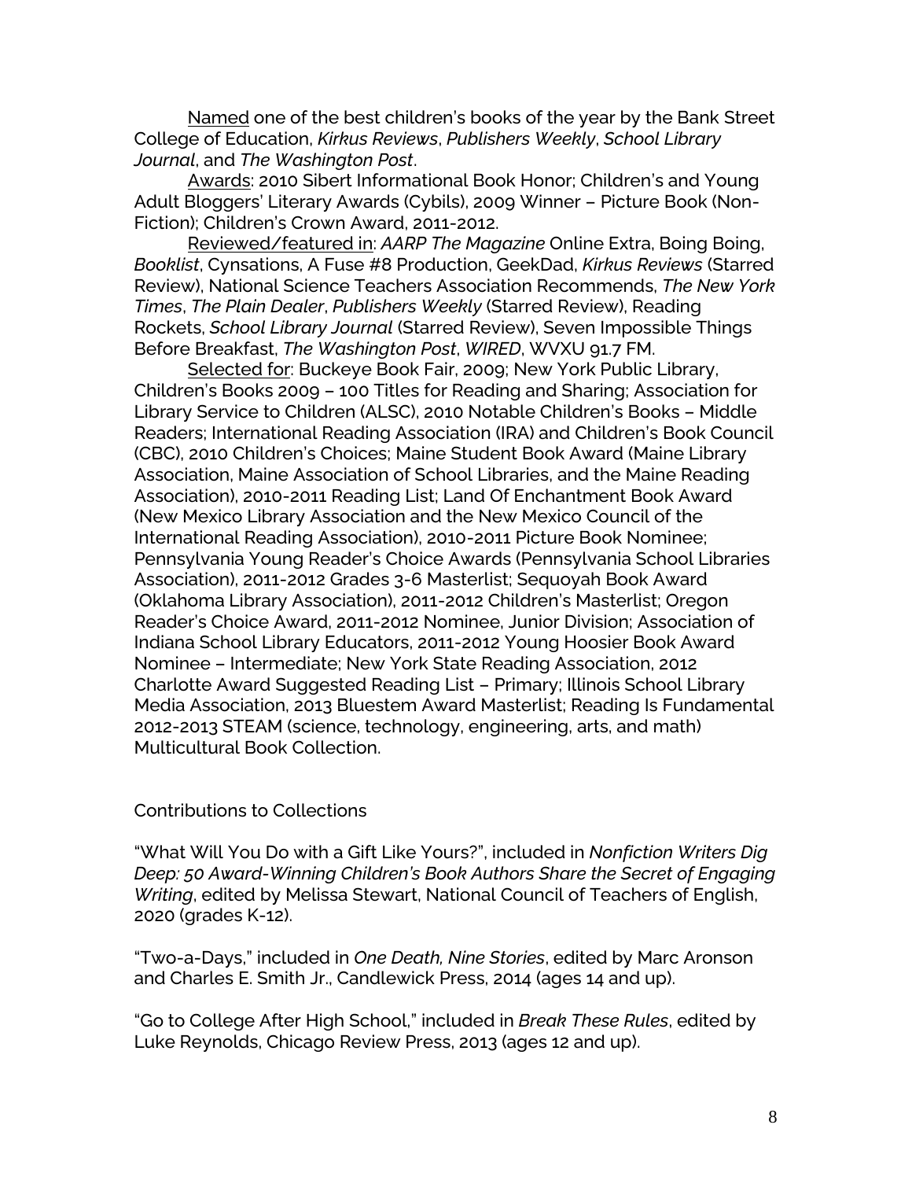<u>Named</u> one of the best children's books of the year by the Bank Street College of Education, *Kirkus Reviews*, *Publishers Weekly*, *School Library Journal*, and *The Washington Post*.

<u>Awards</u>: 2010 Sibert Informational Book Honor; Children's and Young Adult Bloggers' Literary Awards (Cybils), 2009 Winner – Picture Book (Non-Fiction); Children's Crown Award, 2011-2012.

<u>Reviewed/featured in</u>: *AARP The Magazine* Online Extra, Boing Boing, *Booklist*, Cynsations, A Fuse #8 Production, GeekDad, *Kirkus Reviews* (Starred Review), National Science Teachers Association Recommends, *The New York Times*, *The Plain Dealer*, *Publishers Weekly* (Starred Review), Reading Rockets, *School Library Journal* (Starred Review), Seven Impossible Things Before Breakfast, *The Washington Post*, *WIRED*, WVXU 91.7 FM.

<u>Selected for</u>: Buckeye Book Fair, 2009; New York Public Library, Children's Books 2009 – 100 Titles for Reading and Sharing; Association for Library Service to Children (ALSC), 2010 Notable Children's Books – Middle Readers; International Reading Association (IRA) and Children's Book Council (CBC), 2010 Children's Choices; Maine Student Book Award (Maine Library Association, Maine Association of School Libraries, and the Maine Reading Association), 2010-2011 Reading List; Land Of Enchantment Book Award (New Mexico Library Association and the New Mexico Council of the International Reading Association), 2010-2011 Picture Book Nominee; Pennsylvania Young Reader's Choice Awards (Pennsylvania School Libraries Association), 2011-2012 Grades 3-6 Masterlist; Sequoyah Book Award (Oklahoma Library Association), 2011-2012 Children's Masterlist; Oregon Reader's Choice Award, 2011-2012 Nominee, Junior Division; Association of Indiana School Library Educators, 2011-2012 Young Hoosier Book Award Nominee – Intermediate; New York State Reading Association, 2012 Charlotte Award Suggested Reading List – Primary; Illinois School Library Media Association, 2013 Bluestem Award Masterlist; Reading Is Fundamental 2012-2013 STEAM (science, technology, engineering, arts, and math) Multicultural Book Collection.

## Contributions to Collections

"What Will You Do with a Gift Like Yours?", included in *Nonfiction Writers Dig Deep: 50 Award-Winning Children's Book Authors Share the Secret of Engaging Writing*, edited by Melissa Stewart, National Council of Teachers of English, 2020 (grades K-12).

"Two-a-Days," included in *One Death, Nine Stories*, edited by Marc Aronson and Charles E. Smith Jr., Candlewick Press, 2014 (ages 14 and up).

"Go to College After High School," included in *Break These Rules*, edited by Luke Reynolds, Chicago Review Press, 2013 (ages 12 and up).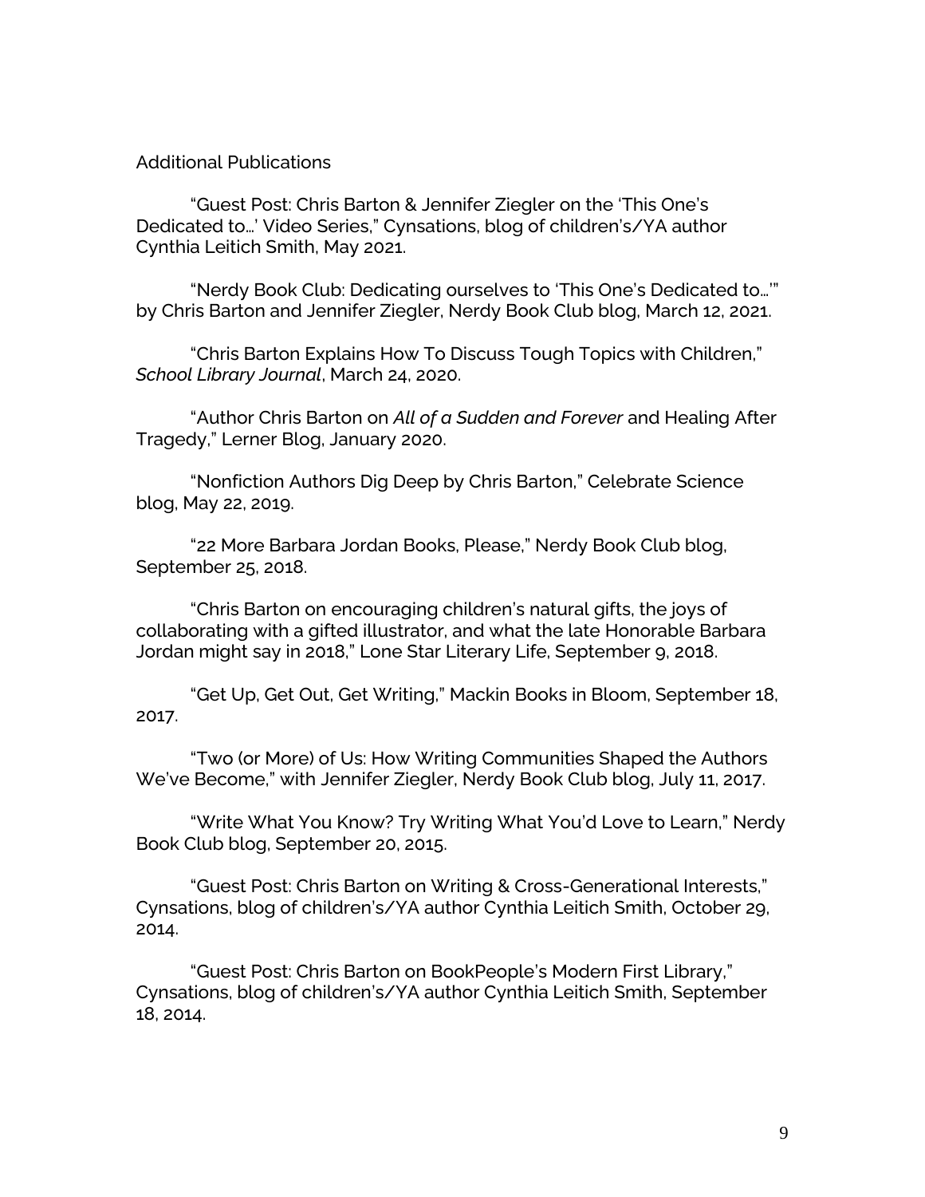Additional Publications

"Guest Post: Chris Barton & Jennifer Ziegler on the 'This One's Dedicated to…' Video Series," Cynsations, blog of children's/YA author Cynthia Leitich Smith, May 2021.

"Nerdy Book Club: Dedicating ourselves to 'This One's Dedicated to…'" by Chris Barton and Jennifer Ziegler, Nerdy Book Club blog, March 12, 2021.

"Chris Barton Explains How To Discuss Tough Topics with Children," *School Library Journal*, March 24, 2020.

"Author Chris Barton on *All of a Sudden and Forever* and Healing After Tragedy," Lerner Blog, January 2020.

"Nonfiction Authors Dig Deep by Chris Barton," Celebrate Science blog, May 22, 2019.

"22 More Barbara Jordan Books, Please," Nerdy Book Club blog, September 25, 2018.

"Chris Barton on encouraging children's natural gifts, the joys of collaborating with a gifted illustrator, and what the late Honorable Barbara Jordan might say in 2018," Lone Star Literary Life, September 9, 2018.

"Get Up, Get Out, Get Writing," Mackin Books in Bloom, September 18, 2017.

"Two (or More) of Us: How Writing Communities Shaped the Authors We've Become," with Jennifer Ziegler, Nerdy Book Club blog, July 11, 2017.

"Write What You Know? Try Writing What You'd Love to Learn," Nerdy Book Club blog, September 20, 2015.

"Guest Post: Chris Barton on Writing & Cross-Generational Interests," Cynsations, blog of children's/YA author Cynthia Leitich Smith, October 29, 2014.

"Guest Post: Chris Barton on BookPeople's Modern First Library," Cynsations, blog of children's/YA author Cynthia Leitich Smith, September 18, 2014.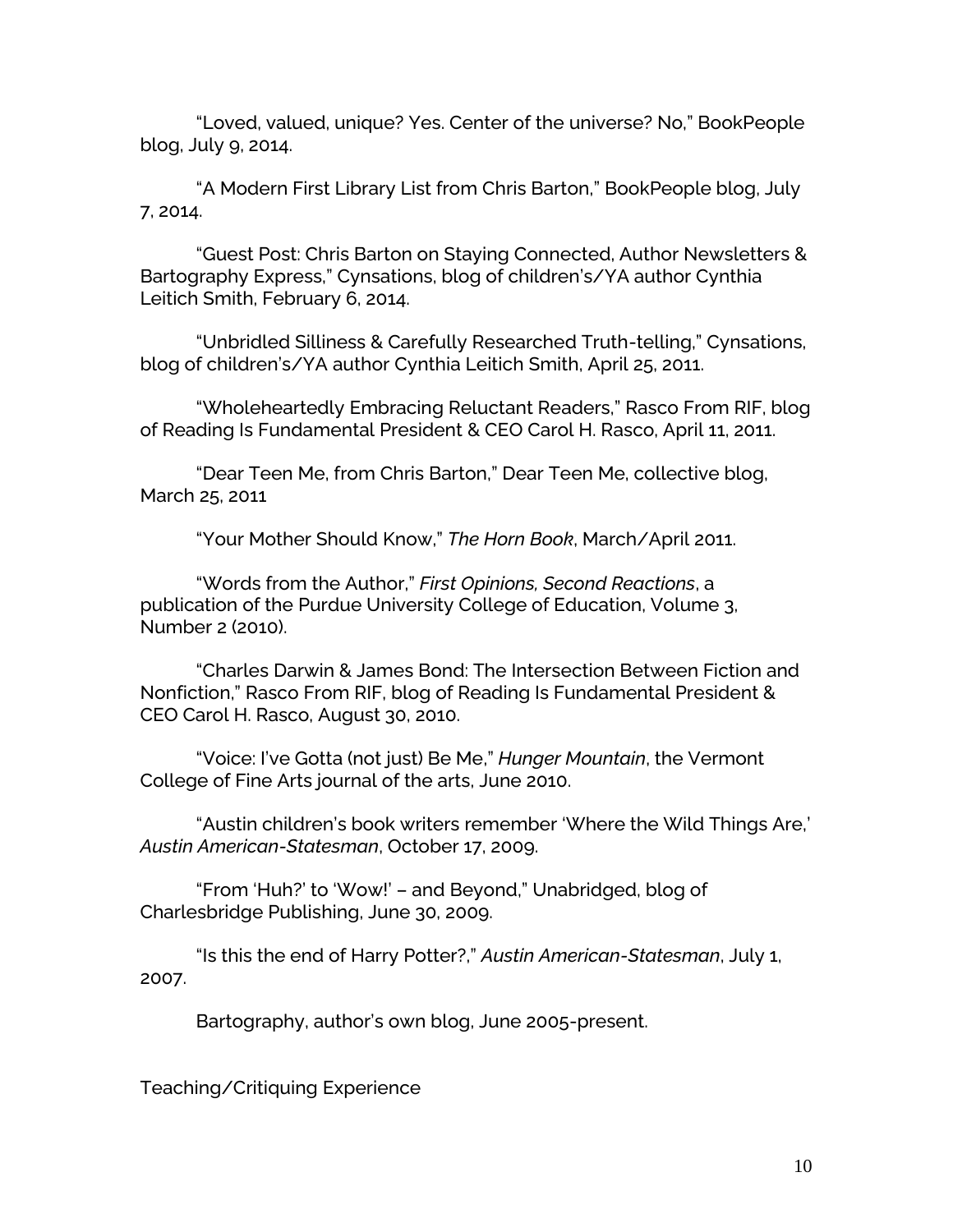"Loved, valued, unique? Yes. Center of the universe? No," BookPeople blog, July 9, 2014.

"A Modern First Library List from Chris Barton," BookPeople blog, July 7, 2014.

"Guest Post: Chris Barton on Staying Connected, Author Newsletters & Bartography Express," Cynsations, blog of children's/YA author Cynthia Leitich Smith, February 6, 2014.

"Unbridled Silliness & Carefully Researched Truth-telling," Cynsations, blog of children's/YA author Cynthia Leitich Smith, April 25, 2011.

"Wholeheartedly Embracing Reluctant Readers," Rasco From RIF, blog of Reading Is Fundamental President & CEO Carol H. Rasco, April 11, 2011.

"Dear Teen Me, from Chris Barton," Dear Teen Me, collective blog, March 25, 2011

"Your Mother Should Know," *The Horn Book*, March/April 2011.

"Words from the Author," *First Opinions, Second Reactions*, a publication of the Purdue University College of Education, Volume 3, Number 2 (2010).

"Charles Darwin & James Bond: The Intersection Between Fiction and Nonfiction," Rasco From RIF, blog of Reading Is Fundamental President & CEO Carol H. Rasco, August 30, 2010.

"Voice: I've Gotta (not just) Be Me," *Hunger Mountain*, the Vermont College of Fine Arts journal of the arts, June 2010.

"Austin children's book writers remember 'Where the Wild Things Are,' *Austin American-Statesman*, October 17, 2009.

"From 'Huh?' to 'Wow!' – and Beyond," Unabridged, blog of Charlesbridge Publishing, June 30, 2009.

"Is this the end of Harry Potter?," *Austin American-Statesman*, July 1, 2007.

Bartography, author's own blog, June 2005-present.

Teaching/Critiquing Experience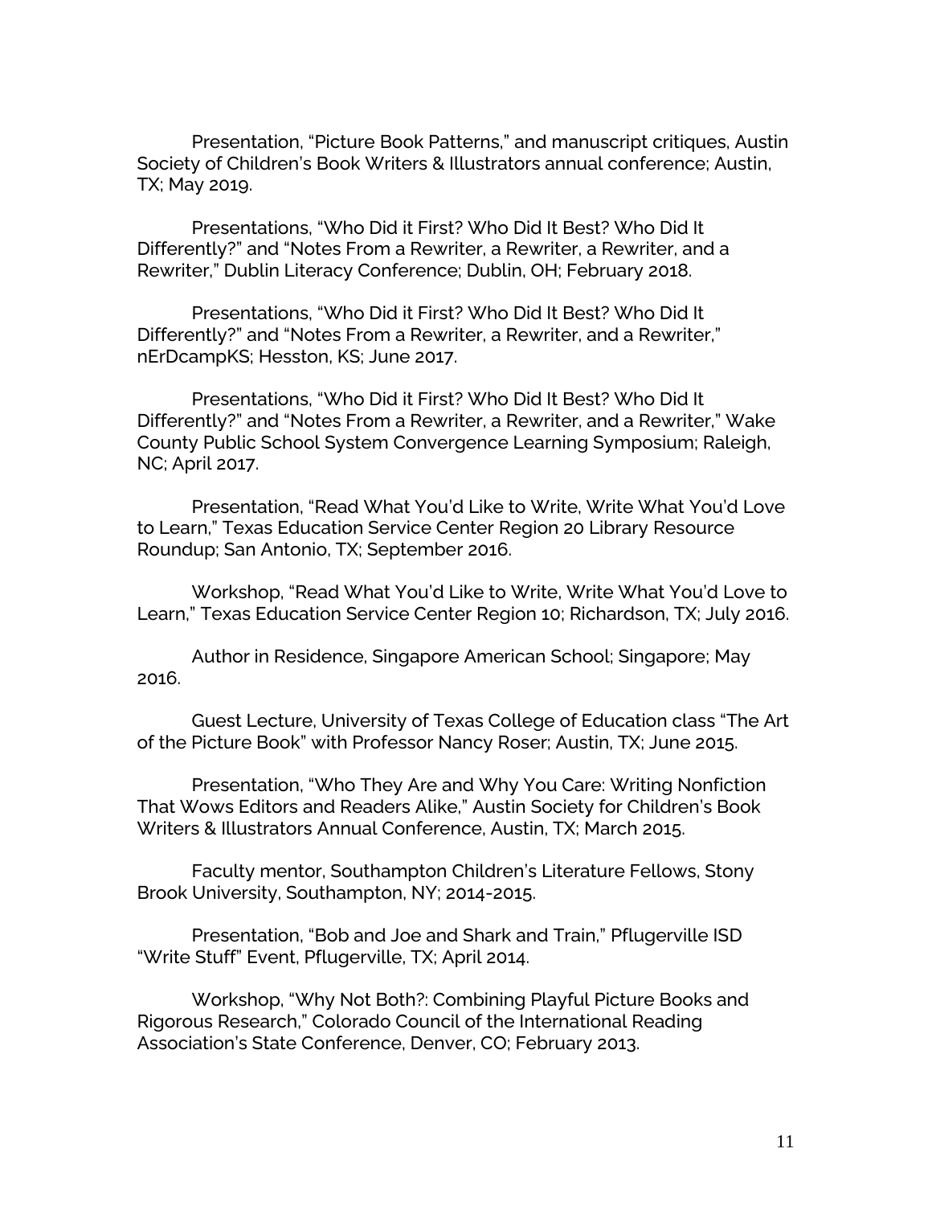Presentation, “Picture Book Patterns,” and manuscript critiques, Austin Society of Children’s Book Writers & Illustrators annual conference; Austin, TX; May 2019.

Presentations, “Who Did it First? Who Did It Best? Who Did It Differently?” and “Notes From a Rewriter, a Rewriter, a Rewriter, and a Rewriter,” Dublin Literacy Conference; Dublin, OH; February 2018.

Presentations, “Who Did it First? Who Did It Best? Who Did It Differently?” and “Notes From a Rewriter, a Rewriter, and a Rewriter,” nErDcampKS; Hesston, KS; June 2017.

Presentations, “Who Did it First? Who Did It Best? Who Did It Differently?” and “Notes From a Rewriter, a Rewriter, and a Rewriter,” Wake County Public School System Convergence Learning Symposium; Raleigh, NC; April 2017.

Presentation, “Read What You’d Like to Write, Write What You’d Love to Learn,” Texas Education Service Center Region 20 Library Resource Roundup; San Antonio, TX; September 2016.

Workshop, “Read What You’d Like to Write, Write What You’d Love to Learn,” Texas Education Service Center Region 10; Richardson, TX; July 2016.

Author in Residence, Singapore American School; Singapore; May 2016.

Guest Lecture, University of Texas College of Education class “The Art of the Picture Book” with Professor Nancy Roser; Austin, TX; June 2015.

Presentation, “Who They Are and Why You Care: Writing Nonfiction That Wows Editors and Readers Alike,” Austin Society for Children’s Book Writers & Illustrators Annual Conference, Austin, TX; March 2015.

Faculty mentor, Southampton Children’s Literature Fellows, Stony Brook University, Southampton, NY; 2014-2015.

Presentation, “Bob and Joe and Shark and Train,” Pflugerville ISD “Write Stuff” Event, Pflugerville, TX; April 2014.

Workshop, “Why Not Both?: Combining Playful Picture Books and Rigorous Research,” Colorado Council of the International Reading Association’s State Conference, Denver, CO; February 2013.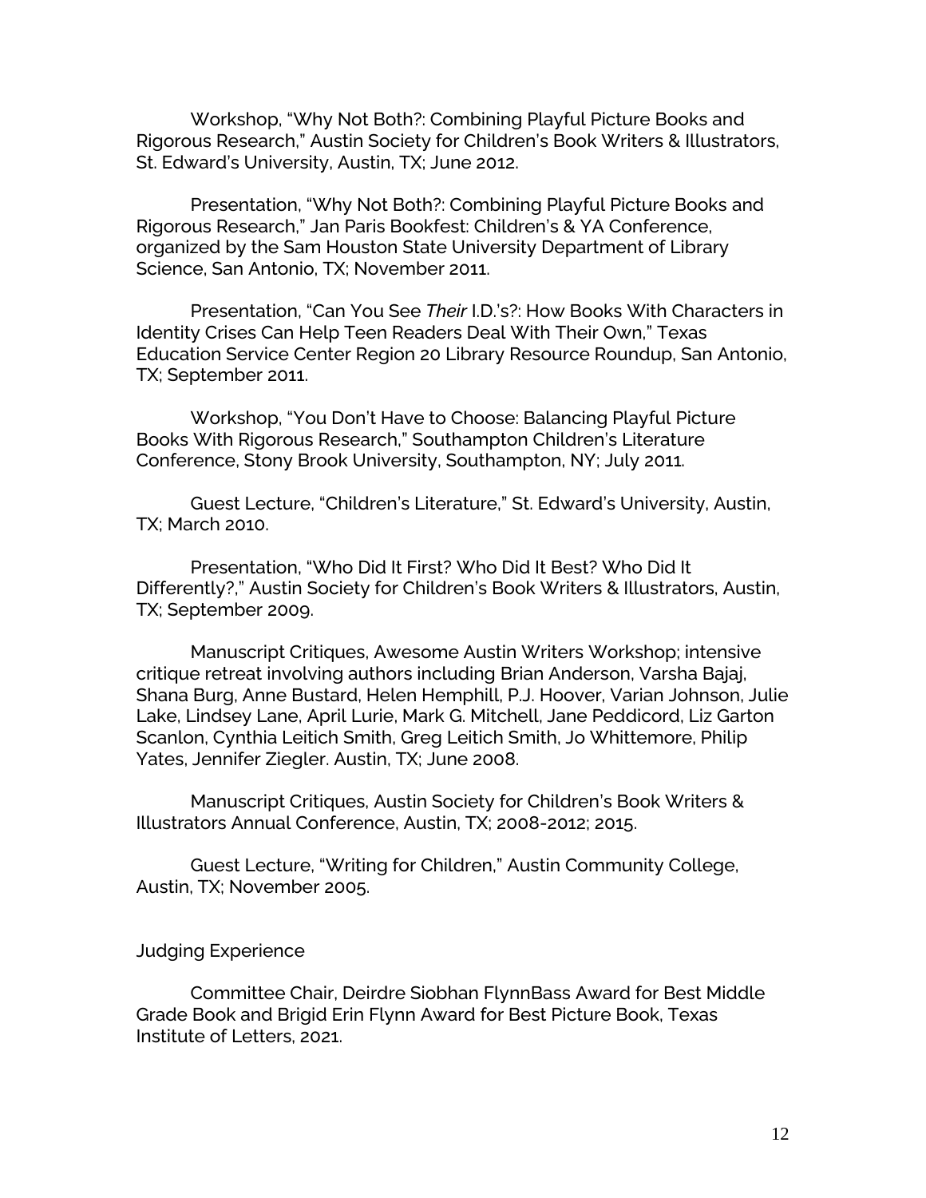Workshop, "Why Not Both?: Combining Playful Picture Books and Rigorous Research," Austin Society for Children's Book Writers & Illustrators, St. Edward's University, Austin, TX; June 2012.

Presentation, "Why Not Both?: Combining Playful Picture Books and Rigorous Research," Jan Paris Bookfest: Children's & YA Conference, organized by the Sam Houston State University Department of Library Science, San Antonio, TX; November 2011.

Presentation, "Can You See *Their* I.D.'s?: How Books With Characters in Identity Crises Can Help Teen Readers Deal With Their Own," Texas Education Service Center Region 20 Library Resource Roundup, San Antonio, TX; September 2011.

Workshop, "You Don't Have to Choose: Balancing Playful Picture Books With Rigorous Research," Southampton Children's Literature Conference, Stony Brook University, Southampton, NY; July 2011.

Guest Lecture, "Children's Literature," St. Edward's University, Austin, TX; March 2010.

Presentation, "Who Did It First? Who Did It Best? Who Did It Differently?," Austin Society for Children's Book Writers & Illustrators, Austin, TX; September 2009.

Manuscript Critiques, Awesome Austin Writers Workshop; intensive critique retreat involving authors including Brian Anderson, Varsha Bajaj, Shana Burg, Anne Bustard, Helen Hemphill, P.J. Hoover, Varian Johnson, Julie Lake, Lindsey Lane, April Lurie, Mark G. Mitchell, Jane Peddicord, Liz Garton Scanlon, Cynthia Leitich Smith, Greg Leitich Smith, Jo Whittemore, Philip Yates, Jennifer Ziegler. Austin, TX; June 2008.

Manuscript Critiques, Austin Society for Children's Book Writers & Illustrators Annual Conference, Austin, TX; 2008-2012; 2015.

Guest Lecture, "Writing for Children," Austin Community College, Austin, TX; November 2005.

Judging Experience

Committee Chair, Deirdre Siobhan FlynnBass Award for Best Middle Grade Book and Brigid Erin Flynn Award for Best Picture Book, Texas Institute of Letters, 2021.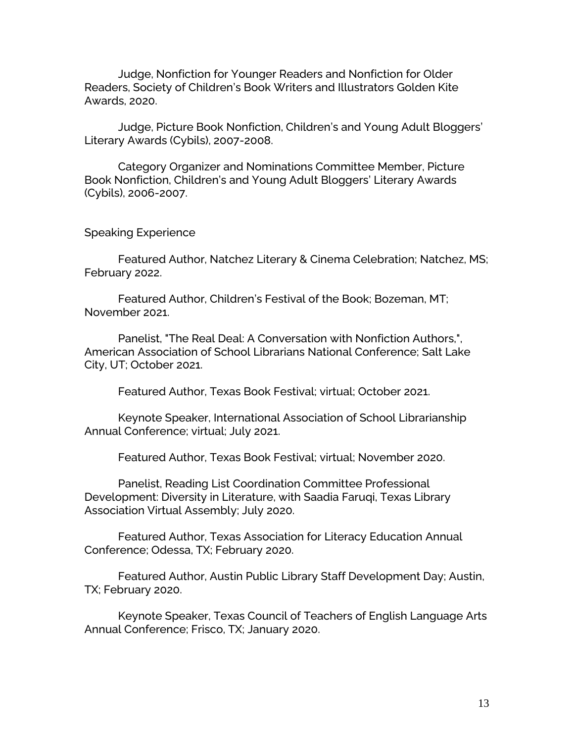Judge, Nonfiction for Younger Readers and Nonfiction for Older Readers, Society of Children's Book Writers and Illustrators Golden Kite Awards, 2020.

Judge, Picture Book Nonfiction, Children's and Young Adult Bloggers' Literary Awards (Cybils), 2007-2008.

Category Organizer and Nominations Committee Member, Picture Book Nonfiction, Children's and Young Adult Bloggers' Literary Awards (Cybils), 2006-2007.

## Speaking Experience

Featured Author, Natchez Literary & Cinema Celebration; Natchez, MS; February 2022.

Featured Author, Children's Festival of the Book; Bozeman, MT; November 2021.

Panelist, "The Real Deal: A Conversation with Nonfiction Authors,", American Association of School Librarians National Conference; Salt Lake City, UT; October 2021.

Featured Author, Texas Book Festival; virtual; October 2021.

Keynote Speaker, International Association of School Librarianship Annual Conference; virtual; July 2021.

Featured Author, Texas Book Festival; virtual; November 2020.

Panelist, Reading List Coordination Committee Professional Development: Diversity in Literature, with Saadia Faruqi, Texas Library Association Virtual Assembly; July 2020.

Featured Author, Texas Association for Literacy Education Annual Conference; Odessa, TX; February 2020.

Featured Author, Austin Public Library Staff Development Day; Austin, TX; February 2020.

Keynote Speaker, Texas Council of Teachers of English Language Arts Annual Conference; Frisco, TX; January 2020.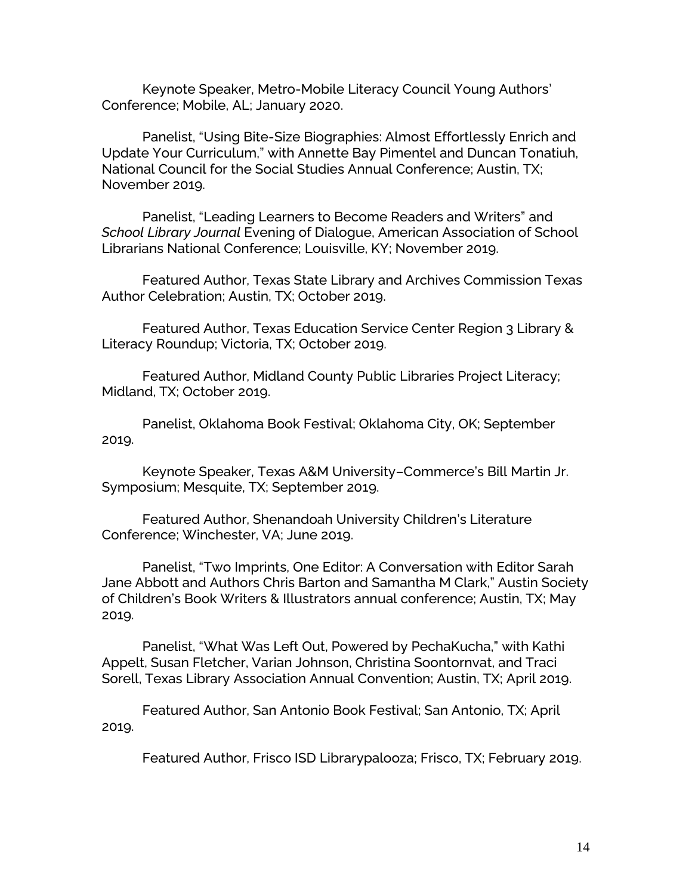Keynote Speaker, Metro-Mobile Literacy Council Young Authors' Conference; Mobile, AL; January 2020.

Panelist, "Using Bite-Size Biographies: Almost Effortlessly Enrich and Update Your Curriculum," with Annette Bay Pimentel and Duncan Tonatiuh, National Council for the Social Studies Annual Conference; Austin, TX; November 2019.

Panelist, "Leading Learners to Become Readers and Writers" and *School Library Journal* Evening of Dialogue, American Association of School Librarians National Conference; Louisville, KY; November 2019.

Featured Author, Texas State Library and Archives Commission Texas Author Celebration; Austin, TX; October 2019.

Featured Author, Texas Education Service Center Region 3 Library & Literacy Roundup; Victoria, TX; October 2019.

Featured Author, Midland County Public Libraries Project Literacy; Midland, TX; October 2019.

Panelist, Oklahoma Book Festival; Oklahoma City, OK; September 2019.

Keynote Speaker, Texas A&M University–Commerce's Bill Martin Jr. Symposium; Mesquite, TX; September 2019.

Featured Author, Shenandoah University Children's Literature Conference; Winchester, VA; June 2019.

Panelist, "Two Imprints, One Editor: A Conversation with Editor Sarah Jane Abbott and Authors Chris Barton and Samantha M Clark," Austin Society of Children's Book Writers & Illustrators annual conference; Austin, TX; May 2019.

Panelist, "What Was Left Out, Powered by PechaKucha," with Kathi Appelt, Susan Fletcher, Varian Johnson, Christina Soontornvat, and Traci Sorell, Texas Library Association Annual Convention; Austin, TX; April 2019.

Featured Author, San Antonio Book Festival; San Antonio, TX; April 2019.

Featured Author, Frisco ISD Librarypalooza; Frisco, TX; February 2019.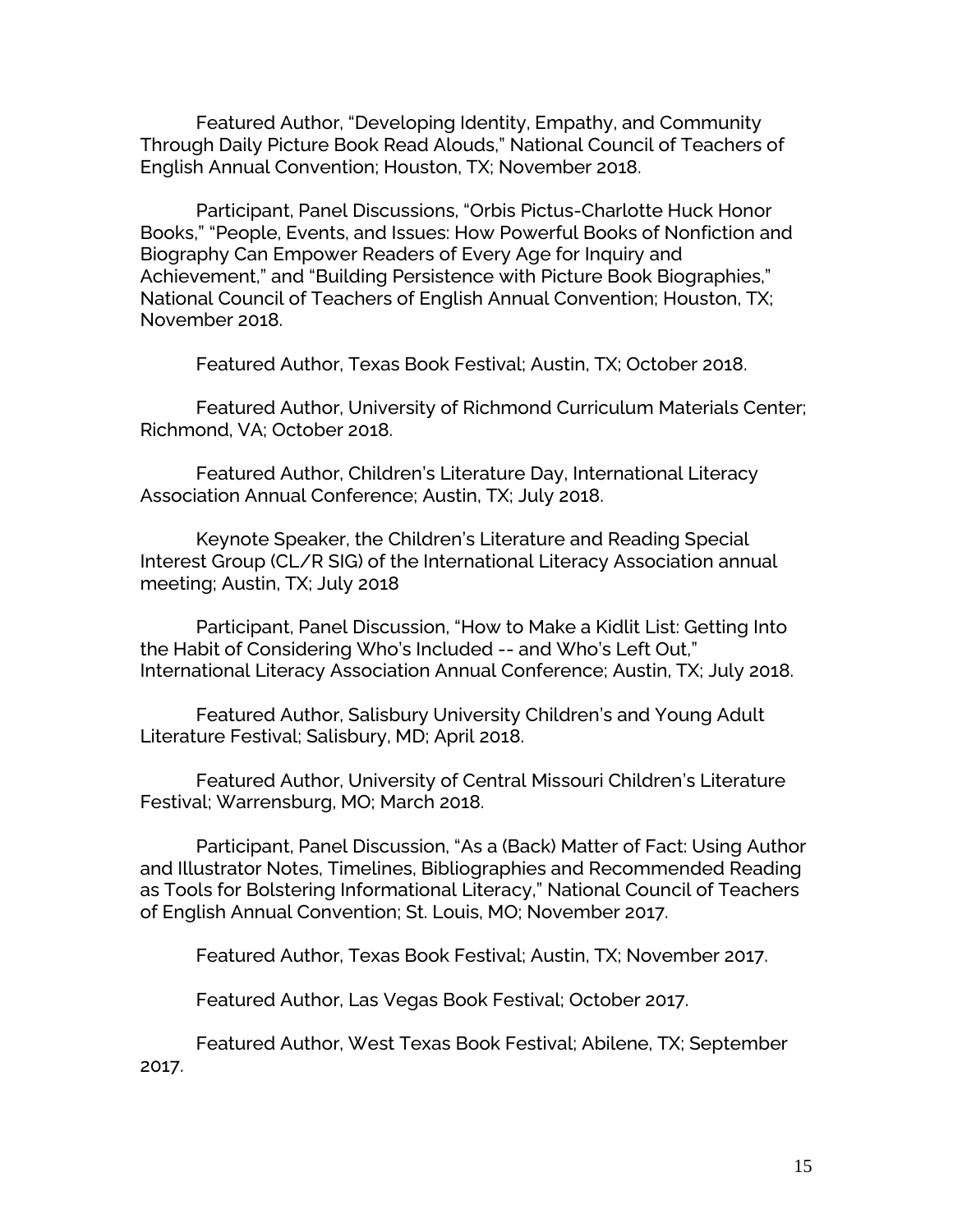Featured Author, "Developing Identity, Empathy, and Community Through Daily Picture Book Read Alouds," National Council of Teachers of English Annual Convention; Houston, TX; November 2018.

Participant, Panel Discussions, "Orbis Pictus-Charlotte Huck Honor Books," "People, Events, and Issues: How Powerful Books of Nonfiction and Biography Can Empower Readers of Every Age for Inquiry and Achievement," and "Building Persistence with Picture Book Biographies," National Council of Teachers of English Annual Convention; Houston, TX; November 2018.

Featured Author, Texas Book Festival; Austin, TX; October 2018.

Featured Author, University of Richmond Curriculum Materials Center; Richmond, VA; October 2018.

Featured Author, Children's Literature Day, International Literacy Association Annual Conference; Austin, TX; July 2018.

Keynote Speaker, the Children's Literature and Reading Special Interest Group (CL/R SIG) of the International Literacy Association annual meeting; Austin, TX; July 2018

Participant, Panel Discussion, "How to Make a Kidlit List: Getting Into the Habit of Considering Who's Included -- and Who's Left Out," International Literacy Association Annual Conference; Austin, TX; July 2018.

Featured Author, Salisbury University Children's and Young Adult Literature Festival; Salisbury, MD; April 2018.

Featured Author, University of Central Missouri Children's Literature Festival; Warrensburg, MO; March 2018.

Participant, Panel Discussion, "As a (Back) Matter of Fact: Using Author and Illustrator Notes, Timelines, Bibliographies and Recommended Reading as Tools for Bolstering Informational Literacy," National Council of Teachers of English Annual Convention; St. Louis, MO; November 2017.

Featured Author, Texas Book Festival; Austin, TX; November 2017.

Featured Author, Las Vegas Book Festival; October 2017.

Featured Author, West Texas Book Festival; Abilene, TX; September 2017.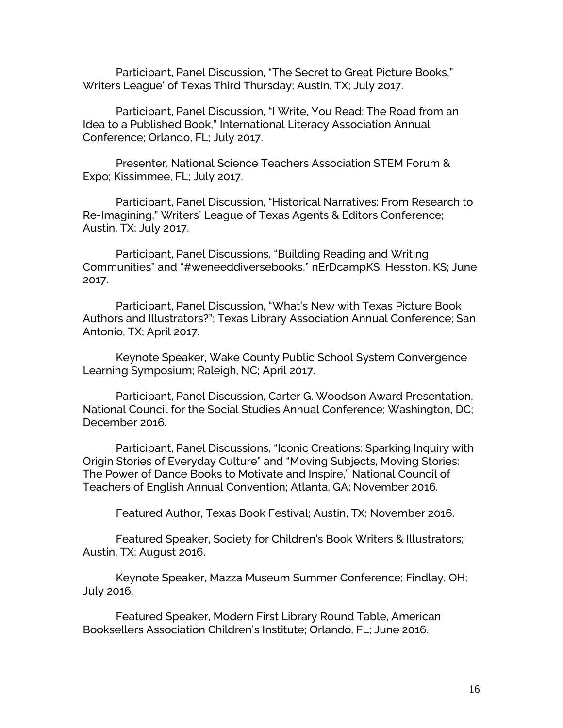Participant, Panel Discussion, "The Secret to Great Picture Books," Writers League' of Texas Third Thursday; Austin, TX; July 2017.

Participant, Panel Discussion, "I Write, You Read: The Road from an Idea to a Published Book," International Literacy Association Annual Conference; Orlando, FL; July 2017.

Presenter, National Science Teachers Association STEM Forum & Expo; Kissimmee, FL; July 2017.

Participant, Panel Discussion, "Historical Narratives: From Research to Re-Imagining," Writers' League of Texas Agents & Editors Conference; Austin, TX; July 2017.

Participant, Panel Discussions, "Building Reading and Writing Communities" and "#weneeddiversebooks," nErDcampKS; Hesston, KS; June 2017.

Participant, Panel Discussion, "What's New with Texas Picture Book Authors and Illustrators?"; Texas Library Association Annual Conference; San Antonio, TX; April 2017.

Keynote Speaker, Wake County Public School System Convergence Learning Symposium; Raleigh, NC; April 2017.

Participant, Panel Discussion, Carter G. Woodson Award Presentation, National Council for the Social Studies Annual Conference; Washington, DC; December 2016.

Participant, Panel Discussions, "Iconic Creations: Sparking Inquiry with Origin Stories of Everyday Culture" and "Moving Subjects, Moving Stories: The Power of Dance Books to Motivate and Inspire," National Council of Teachers of English Annual Convention; Atlanta, GA; November 2016.

Featured Author, Texas Book Festival; Austin, TX; November 2016.

Featured Speaker, Society for Children's Book Writers & Illustrators; Austin, TX; August 2016.

Keynote Speaker, Mazza Museum Summer Conference; Findlay, OH; July 2016.

Featured Speaker, Modern First Library Round Table, American Booksellers Association Children's Institute; Orlando, FL; June 2016.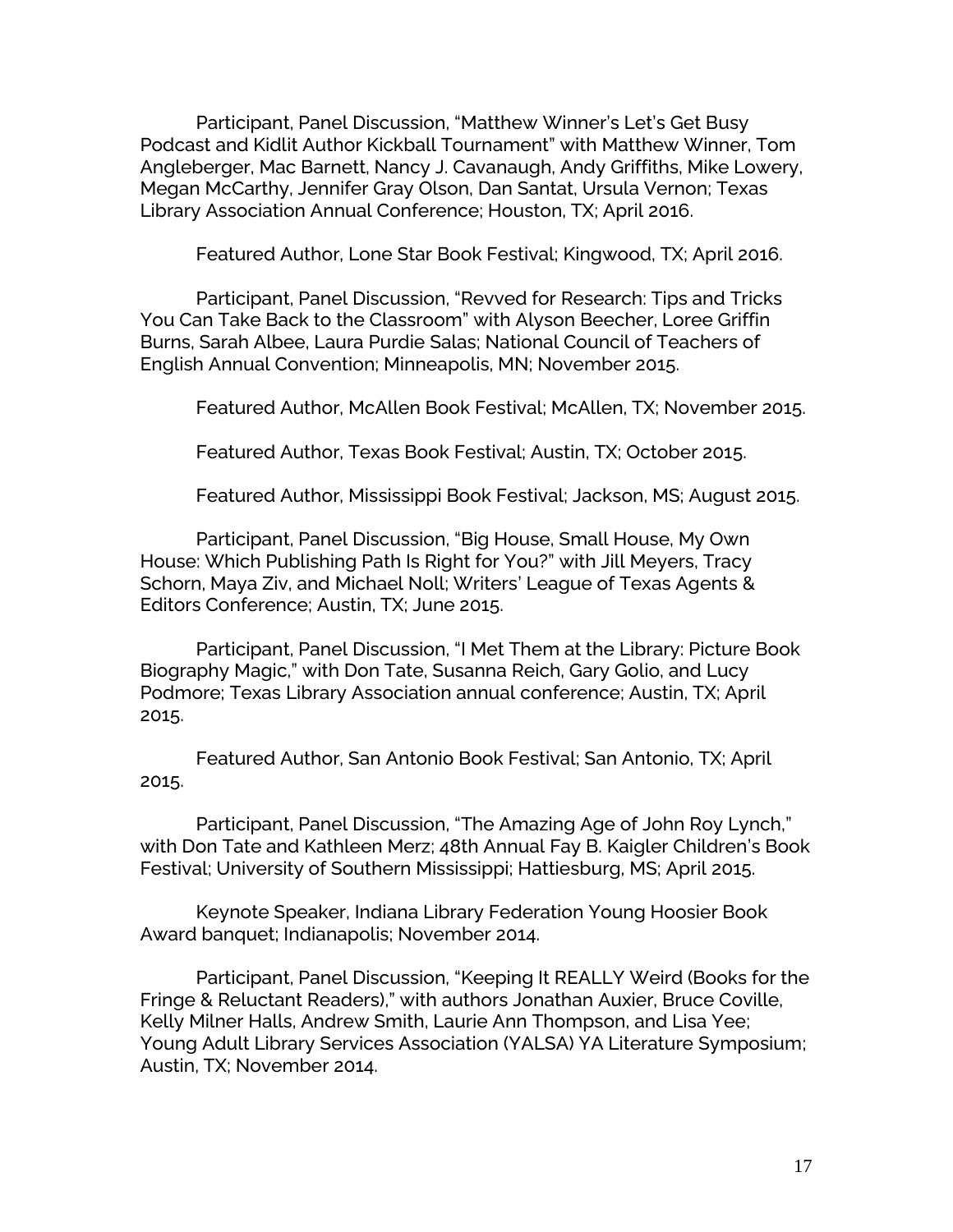Participant, Panel Discussion, "Matthew Winner's Let's Get Busy Podcast and Kidlit Author Kickball Tournament" with Matthew Winner, Tom Angleberger, Mac Barnett, Nancy J. Cavanaugh, Andy Griffiths, Mike Lowery, Megan McCarthy, Jennifer Gray Olson, Dan Santat, Ursula Vernon; Texas Library Association Annual Conference; Houston, TX; April 2016.

Featured Author, Lone Star Book Festival; Kingwood, TX; April 2016.

Participant, Panel Discussion, "Revved for Research: Tips and Tricks You Can Take Back to the Classroom" with Alyson Beecher, Loree Griffin Burns, Sarah Albee, Laura Purdie Salas; National Council of Teachers of English Annual Convention; Minneapolis, MN; November 2015.

Featured Author, McAllen Book Festival; McAllen, TX; November 2015.

Featured Author, Texas Book Festival; Austin, TX; October 2015.

Featured Author, Mississippi Book Festival; Jackson, MS; August 2015.

Participant, Panel Discussion, "Big House, Small House, My Own House: Which Publishing Path Is Right for You?" with Jill Meyers, Tracy Schorn, Maya Ziv, and Michael Noll; Writers' League of Texas Agents & Editors Conference; Austin, TX; June 2015.

Participant, Panel Discussion, "I Met Them at the Library: Picture Book Biography Magic," with Don Tate, Susanna Reich, Gary Golio, and Lucy Podmore; Texas Library Association annual conference; Austin, TX; April 2015.

Featured Author, San Antonio Book Festival; San Antonio, TX; April 2015.

Participant, Panel Discussion, "The Amazing Age of John Roy Lynch," with Don Tate and Kathleen Merz; 48th Annual Fay B. Kaigler Children's Book Festival; University of Southern Mississippi; Hattiesburg, MS; April 2015.

Keynote Speaker, Indiana Library Federation Young Hoosier Book Award banquet; Indianapolis; November 2014.

Participant, Panel Discussion, "Keeping It REALLY Weird (Books for the Fringe & Reluctant Readers)," with authors Jonathan Auxier, Bruce Coville, Kelly Milner Halls, Andrew Smith, Laurie Ann Thompson, and Lisa Yee; Young Adult Library Services Association (YALSA) YA Literature Symposium; Austin, TX; November 2014.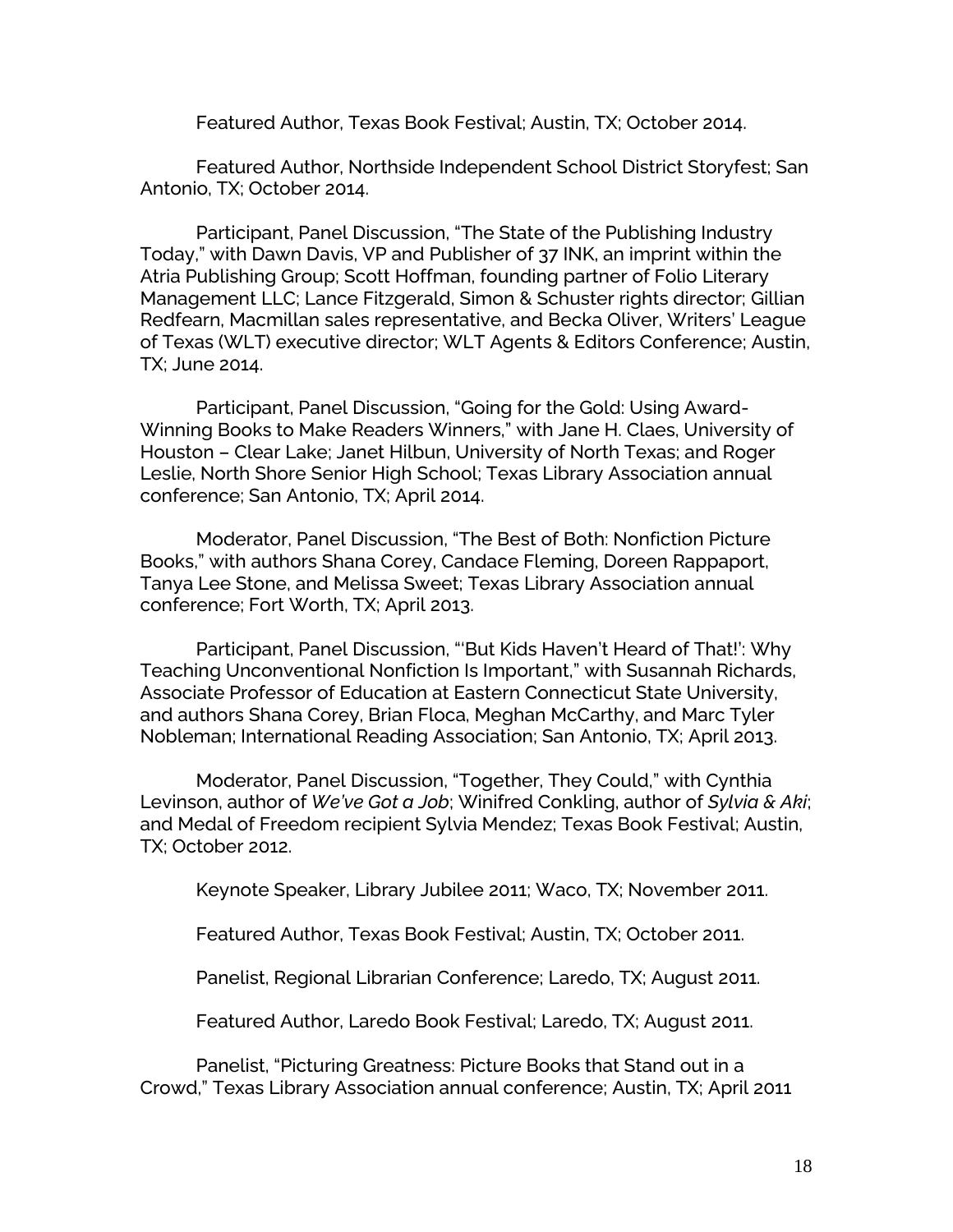Featured Author, Texas Book Festival; Austin, TX; October 2014.

Featured Author, Northside Independent School District Storyfest; San Antonio, TX; October 2014.

Participant, Panel Discussion, "The State of the Publishing Industry Today," with Dawn Davis, VP and Publisher of 37 INK, an imprint within the Atria Publishing Group; Scott Hoffman, founding partner of Folio Literary Management LLC; Lance Fitzgerald, Simon & Schuster rights director; Gillian Redfearn, Macmillan sales representative, and Becka Oliver, Writers' League of Texas (WLT) executive director; WLT Agents & Editors Conference; Austin, TX; June 2014.

Participant, Panel Discussion, "Going for the Gold: Using Award-Winning Books to Make Readers Winners," with Jane H. Claes, University of Houston – Clear Lake; Janet Hilbun, University of North Texas; and Roger Leslie, North Shore Senior High School; Texas Library Association annual conference; San Antonio, TX; April 2014.

Moderator, Panel Discussion, "The Best of Both: Nonfiction Picture Books," with authors Shana Corey, Candace Fleming, Doreen Rappaport, Tanya Lee Stone, and Melissa Sweet; Texas Library Association annual conference; Fort Worth, TX; April 2013.

Participant, Panel Discussion, "'But Kids Haven't Heard of That!': Why Teaching Unconventional Nonfiction Is Important," with Susannah Richards, Associate Professor of Education at Eastern Connecticut State University, and authors Shana Corey, Brian Floca, Meghan McCarthy, and Marc Tyler Nobleman; International Reading Association; San Antonio, TX; April 2013.

Moderator, Panel Discussion, "Together, They Could," with Cynthia Levinson, author of *We've Got a Job*; Winifred Conkling, author of *Sylvia & Aki*; and Medal of Freedom recipient Sylvia Mendez; Texas Book Festival; Austin, TX; October 2012.

Keynote Speaker, Library Jubilee 2011; Waco, TX; November 2011.

Featured Author, Texas Book Festival; Austin, TX; October 2011.

Panelist, Regional Librarian Conference; Laredo, TX; August 2011.

Featured Author, Laredo Book Festival; Laredo, TX; August 2011.

Panelist, "Picturing Greatness: Picture Books that Stand out in a Crowd," Texas Library Association annual conference; Austin, TX; April 2011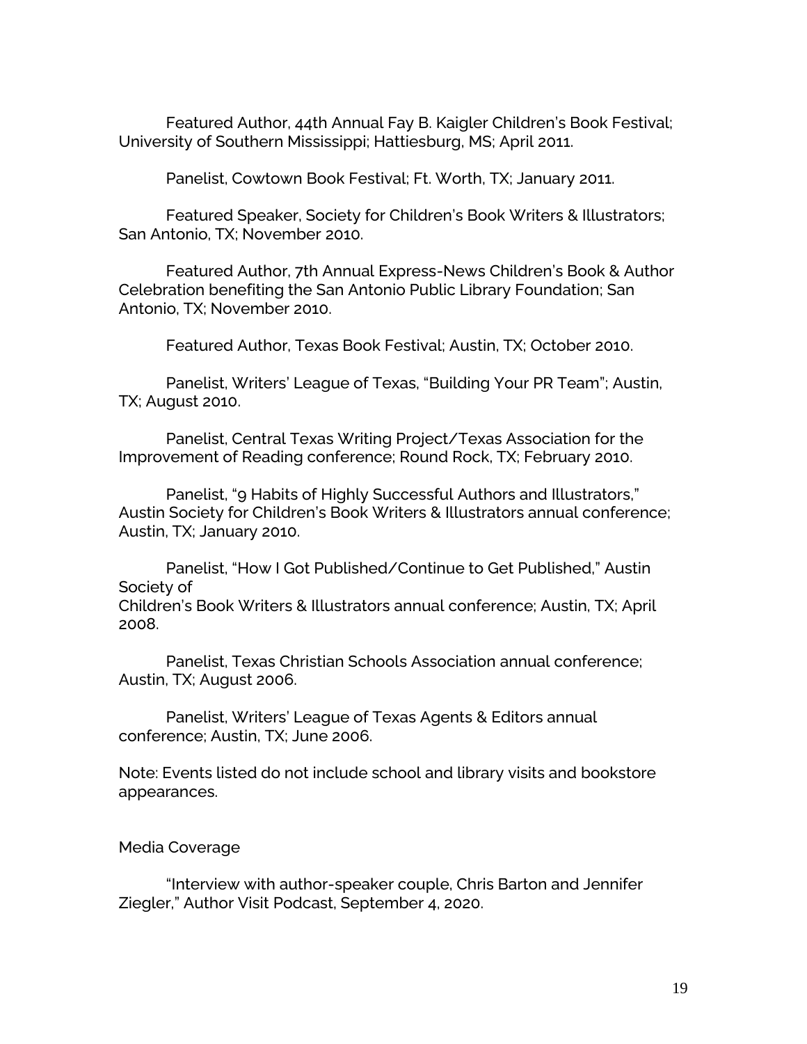Featured Author, 44th Annual Fay B. Kaigler Children's Book Festival; University of Southern Mississippi; Hattiesburg, MS; April 2011.

Panelist, Cowtown Book Festival; Ft. Worth, TX; January 2011.

Featured Speaker, Society for Children's Book Writers & Illustrators; San Antonio, TX; November 2010.

Featured Author, 7th Annual Express-News Children's Book & Author Celebration benefiting the San Antonio Public Library Foundation; San Antonio, TX; November 2010.

Featured Author, Texas Book Festival; Austin, TX; October 2010.

Panelist, Writers' League of Texas, "Building Your PR Team"; Austin, TX; August 2010.

Panelist, Central Texas Writing Project/Texas Association for the Improvement of Reading conference; Round Rock, TX; February 2010.

Panelist, "9 Habits of Highly Successful Authors and Illustrators," Austin Society for Children's Book Writers & Illustrators annual conference; Austin, TX; January 2010.

Panelist, "How I Got Published/Continue to Get Published," Austin Society of Children's Book Writers & Illustrators annual conference; Austin, TX; April 2008.

Panelist, Texas Christian Schools Association annual conference; Austin, TX; August 2006.

Panelist, Writers' League of Texas Agents & Editors annual conference; Austin, TX; June 2006.

Note: Events listed do not include school and library visits and bookstore appearances.

## Media Coverage

"Interview with author-speaker couple, Chris Barton and Jennifer Ziegler," Author Visit Podcast, September 4, 2020.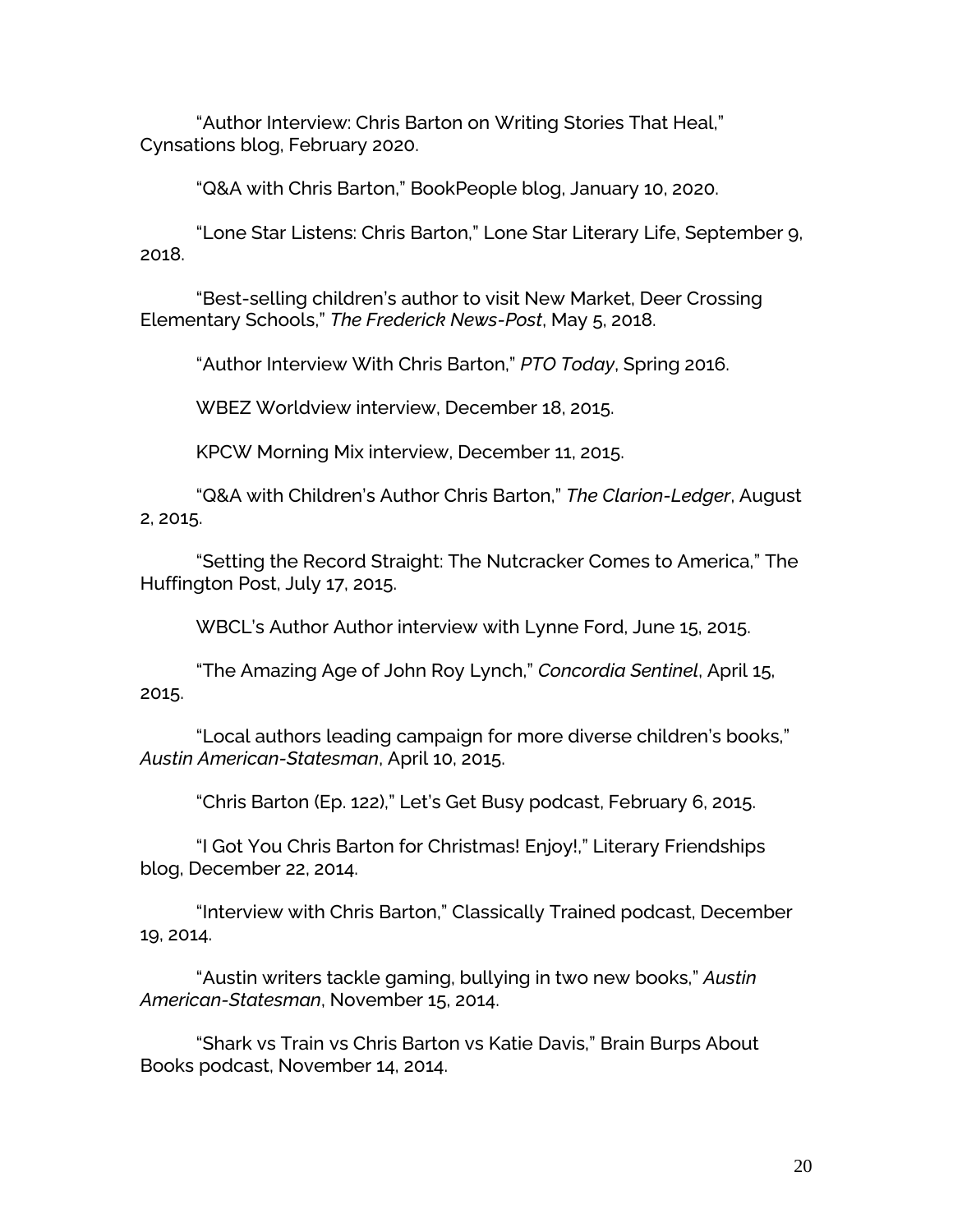"Author Interview: Chris Barton on Writing Stories That Heal," Cynsations blog, February 2020.

"Q&A with Chris Barton," BookPeople blog, January 10, 2020.

"Lone Star Listens: Chris Barton," Lone Star Literary Life, September 9, 2018.

"Best-selling children's author to visit New Market, Deer Crossing Elementary Schools," *The Frederick News-Post*, May 5, 2018.

"Author Interview With Chris Barton," *PTO Today*, Spring 2016.

WBEZ Worldview interview, December 18, 2015.

KPCW Morning Mix interview, December 11, 2015.

"Q&A with Children's Author Chris Barton," *The Clarion-Ledger*, August 2, 2015.

"Setting the Record Straight: The Nutcracker Comes to America," The Huffington Post, July 17, 2015.

WBCL's Author Author interview with Lynne Ford, June 15, 2015.

"The Amazing Age of John Roy Lynch," *Concordia Sentinel*, April 15, 2015.

"Local authors leading campaign for more diverse children's books," *Austin American-Statesman*, April 10, 2015.

"Chris Barton (Ep. 122)," Let's Get Busy podcast, February 6, 2015.

"I Got You Chris Barton for Christmas! Enjoy!," Literary Friendships blog, December 22, 2014.

"Interview with Chris Barton," Classically Trained podcast, December 19, 2014.

"Austin writers tackle gaming, bullying in two new books," *Austin American-Statesman*, November 15, 2014.

"Shark vs Train vs Chris Barton vs Katie Davis," Brain Burps About Books podcast, November 14, 2014.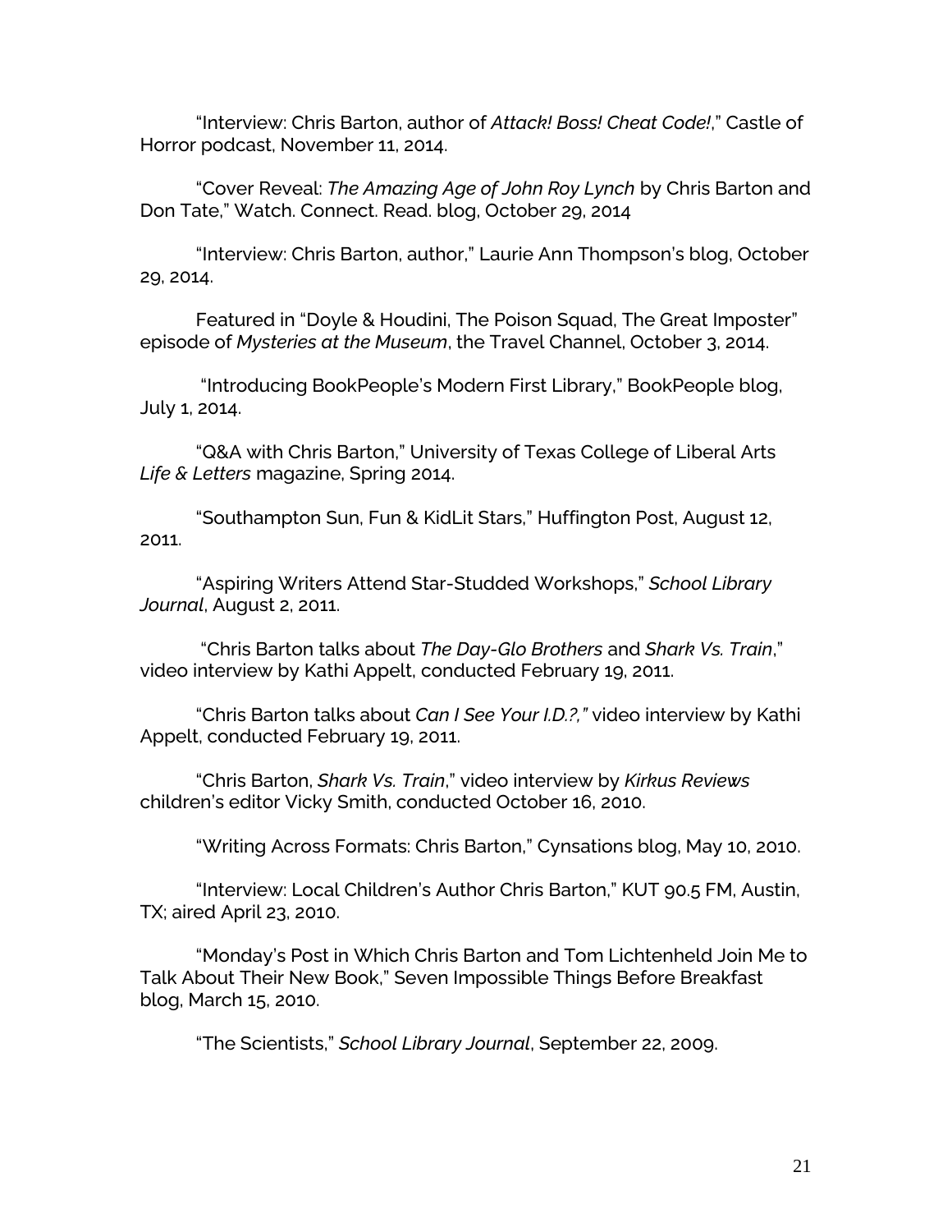"Interview: Chris Barton, author of *Attack! Boss! Cheat Code!*," Castle of Horror podcast, November 11, 2014.

"Cover Reveal: *The Amazing Age of John Roy Lynch* by Chris Barton and Don Tate," Watch. Connect. Read. blog, October 29, 2014

"Interview: Chris Barton, author," Laurie Ann Thompson's blog, October 29, 2014.

Featured in "Doyle & Houdini, The Poison Squad, The Great Imposter" episode of *Mysteries at the Museum*, the Travel Channel, October 3, 2014.

"Introducing BookPeople's Modern First Library," BookPeople blog, July 1, 2014.

"Q&A with Chris Barton," University of Texas College of Liberal Arts *Life & Letters* magazine, Spring 2014.

"Southampton Sun, Fun & KidLit Stars," Huffington Post, August 12, 2011.

"Aspiring Writers Attend Star-Studded Workshops," *School Library Journal*, August 2, 2011.

"Chris Barton talks about *The Day-Glo Brothers* and *Shark Vs. Train*," video interview by Kathi Appelt, conducted February 19, 2011.

"Chris Barton talks about *Can I See Your I.D.?,"* video interview by Kathi Appelt, conducted February 19, 2011.

"Chris Barton, *Shark Vs. Train*," video interview by *Kirkus Reviews* children's editor Vicky Smith, conducted October 16, 2010.

"Writing Across Formats: Chris Barton," Cynsations blog, May 10, 2010.

"Interview: Local Children's Author Chris Barton," KUT 90.5 FM, Austin, TX; aired April 23, 2010.

"Monday's Post in Which Chris Barton and Tom Lichtenheld Join Me to Talk About Their New Book," Seven Impossible Things Before Breakfast blog, March 15, 2010.

"The Scientists," *School Library Journal*, September 22, 2009.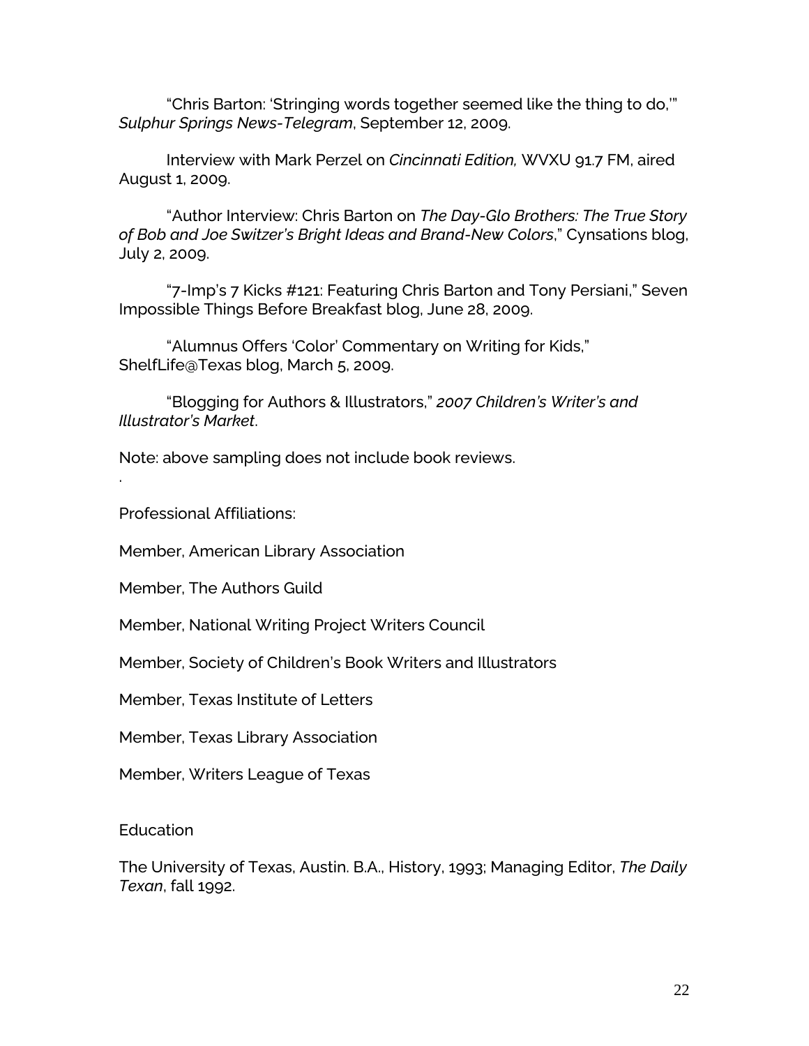"Chris Barton: 'Stringing words together seemed like the thing to do,'" *Sulphur Springs News-Telegram*, September 12, 2009.

Interview with Mark Perzel on *Cincinnati Edition,* WVXU 91.7 FM, aired August 1, 2009.

"Author Interview: Chris Barton on *The Day-Glo Brothers: The True Story of Bob and Joe Switzer's Bright Ideas and Brand-New Colors*," Cynsations blog, July 2, 2009.

"7-Imp's 7 Kicks #121: Featuring Chris Barton and Tony Persiani," Seven Impossible Things Before Breakfast blog, June 28, 2009.

"Alumnus Offers 'Color' Commentary on Writing for Kids," ShelfLife@Texas blog, March 5, 2009.

"Blogging for Authors & Illustrators," *2007 Children's Writer's and Illustrator's Market*.

Note: above sampling does not include book reviews.

.

Professional Affiliations:

Member, American Library Association

Member, The Authors Guild

Member, National Writing Project Writers Council

Member, Society of Children's Book Writers and Illustrators

Member, Texas Institute of Letters

Member, Texas Library Association

Member, Writers League of Texas

Education

The University of Texas, Austin. B.A., History, 1993; Managing Editor, *The Daily Texan*, fall 1992.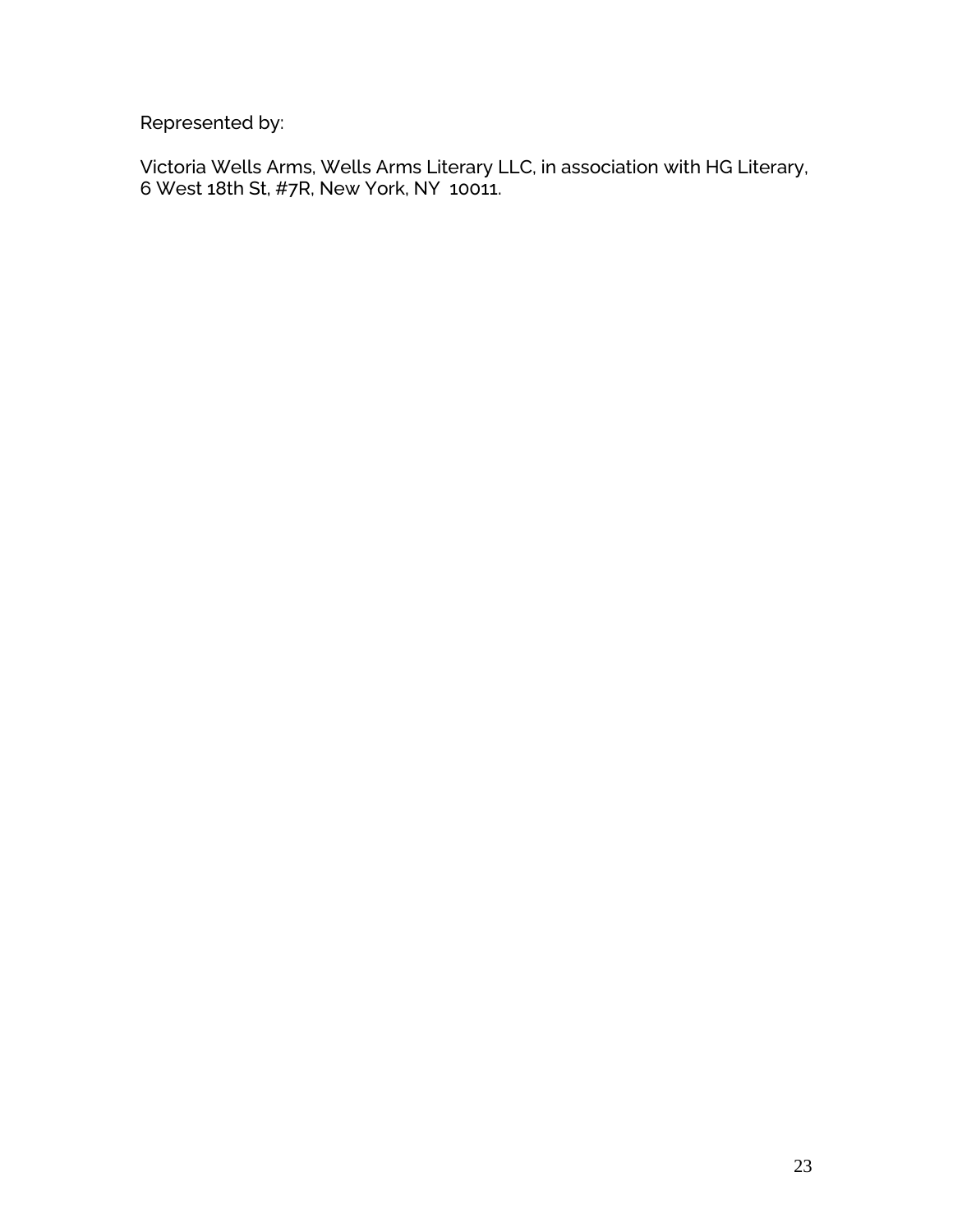Represented by:

Victoria Wells Arms, Wells Arms Literary LLC, in association with HG Literary, 6 West 18th St, #7R, New York, NY  10011.